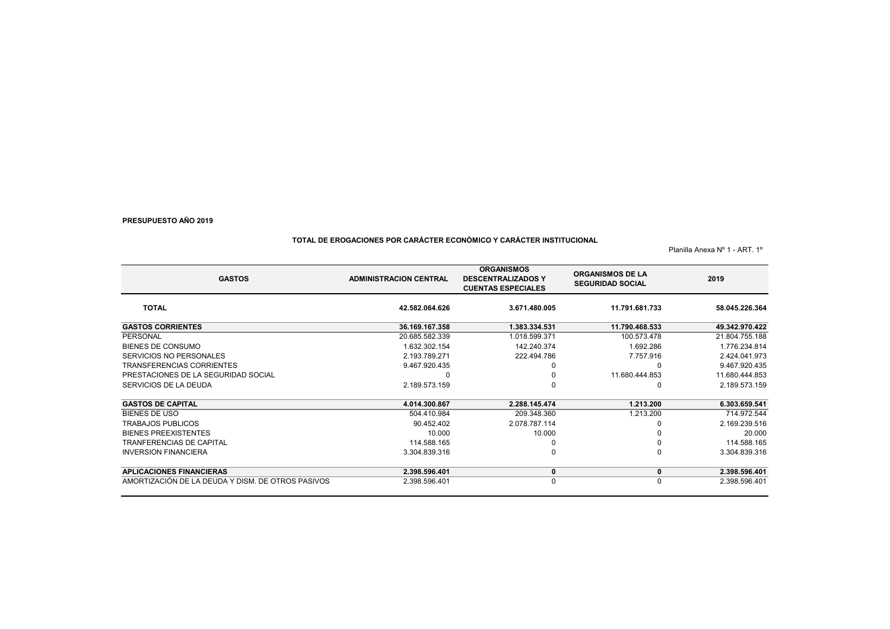**PRESUPUESTO AÑO 2019**

**TOTAL DE EROGACIONES POR CARÁCTER ECONÓMICO Y CARÁCTER INSTITUCIONAL**

Planilla Anexa Nº 1 - ART. 1º

| GASTOS | ADMINISTRACION CENTRAL | ORGANISMOS DESCENTRALIZADOS Y CUENTAS ESPECIALES | ORGANISMOS DE LA SEGURIDAD SOCIAL | 2019 |
|---|---|---|---|---|
| **TOTAL** | **42.582.064.626** | **3.671.480.005** | **11.791.681.733** | **58.045.226.364** |
| **GASTOS CORRIENTES** | **36.169.167.358** | **1.383.334.531** | **11.790.468.533** | **49.342.970.422** |
| PERSONAL | 20.685.582.339 | 1.018.599.371 | 100.573.478 | 21.804.755.188 |
| BIENES DE CONSUMO | 1.632.302.154 | 142.240.374 | 1.692.286 | 1.776.234.814 |
| SERVICIOS NO PERSONALES | 2.193.789.271 | 222.494.786 | 7.757.916 | 2.424.041.973 |
| TRANSFERENCIAS CORRIENTES | 9.467.920.435 | 0 | 0 | 9.467.920.435 |
| PRESTACIONES DE LA SEGURIDAD SOCIAL | 0 | 0 | 11.680.444.853 | 11.680.444.853 |
| SERVICIOS DE LA DEUDA | 2.189.573.159 | 0 | 0 | 2.189.573.159 |
| **GASTOS DE CAPITAL** | **4.014.300.867** | **2.288.145.474** | **1.213.200** | **6.303.659.541** |
| BIENES DE USO | 504.410.984 | 209.348.360 | 1.213.200 | 714.972.544 |
| TRABAJOS PUBLICOS | 90.452.402 | 2.078.787.114 | 0 | 2.169.239.516 |
| BIENES PREEXISTENTES | 10.000 | 10.000 | 0 | 20.000 |
| TRANFERENCIAS DE CAPITAL | 114.588.165 | 0 | 0 | 114.588.165 |
| INVERSION FINANCIERA | 3.304.839.316 | 0 | 0 | 3.304.839.316 |
| **APLICACIONES FINANCIERAS** | **2.398.596.401** | **0** | **0** | **2.398.596.401** |
| AMORTIZACIÓN DE LA DEUDA Y DISM. DE OTROS PASIVOS | 2.398.596.401 | 0 | 0 | 2.398.596.401 |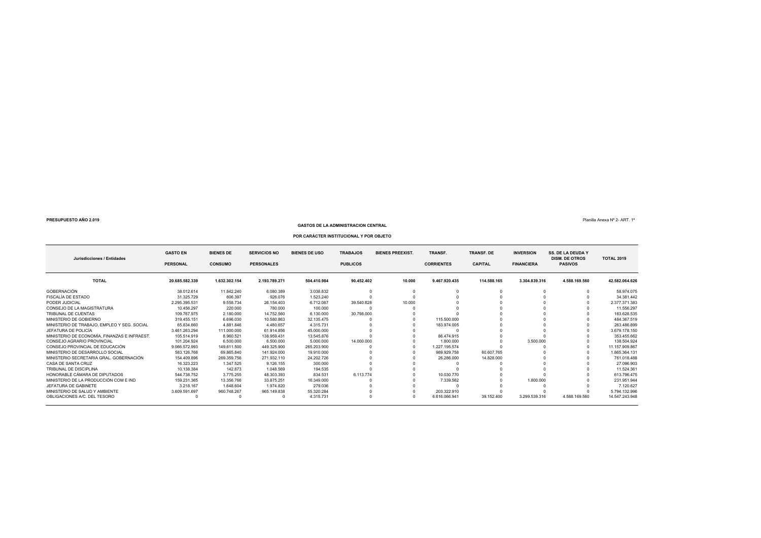**PRESUPUESTO AÑO 2.019**

Planilla Anexa Nº 2- ART. 1º

**GASTOS DE LA ADMINISTRACION CENTRAL**

**POR CARÁCTER INSTITUCIONAL Y POR OBJETO**

| Jurisdicciones / Entidades | GASTO EN PERSONAL | BIENES DE CONSUMO | SERVICIOS NO PERSONALES | BIENES DE USO | TRABAJOS PUBLICOS | BIENES PREEXIST. | TRANSF. CORRIENTES | TRANSF. DE CAPITAL | INVERSION FINANCIERA | SS. DE LA DEUDA Y DISM. DE OTROS PASIVOS | TOTAL 2019 |
|---|---|---|---|---|---|---|---|---|---|---|---|
| **TOTAL** | **20.685.582.339** | **1.632.302.154** | **2.193.789.271** | **504.410.984** | **90.452.402** | **10.000** | **9.467.920.435** | **114.588.165** | **3.304.839.316** | **4.588.169.560** | **42.582.064.626** |
| GOBERNACIÓN | 38.012.614 | 11.842.240 | 6.080.389 | 3.038.832 | 0 | 0 | 0 | 0 | 0 | 0 | 58.974.075 |
| FISCALÍA DE ESTADO | 31.325.729 | 606.397 | 926.076 | 1.523.240 | 0 | 0 | 0 | 0 | 0 | 0 | 34.381.442 |
| PODER JUDICIAL | 2.295.395.531 | 9.558.734 | 26.154.403 | 6.712.087 | 39.540.628 | 10.000 | 0 | 0 | 0 | 0 | 2.377.371.383 |
| CONSEJO DE LA MAGISTRATURA | 10.456.297 | 220.000 | 780.000 | 100.000 | 0 | 0 | 0 | 0 | 0 | 0 | 11.556.297 |
| TRIBUNAL DE CUENTAS | 109.767.975 | 2.180.000 | 14.752.560 | 6.130.000 | 30.798.000 | 0 | 0 | 0 | 0 | 0 | 163.628.535 |
| MINISTERIO DE GOBIERNO | 319.455.151 | 6.696.030 | 10.580.863 | 32.135.475 | 0 | 0 | 115.500.000 | 0 | 0 | 0 | 484.367.519 |
| MINISTERIO DE TRABAJO, EMPLEO Y SEG. SOCIAL | 65.834.660 | 4.881.846 | 4.480.657 | 4.315.731 | 0 | 0 | 183.974.005 | 0 | 0 | 0 | 263.486.899 |
| JEFATURA DE POLICÍA | 3.461.263.294 | 111.000.000 | 61.914.856 | 45.000.000 | 0 | 0 | 0 | 0 | 0 | 0 | 3.679.178.150 |
| MINISTERIO DE ECONOMÍA, FINANZAS E INFRAEST. | 105.514.919 | 8.960.521 | 138.959.431 | 13.545.876 | 0 | 0 | 86.474.915 | 0 | 0 | 0 | 353.455.662 |
| CONSEJO AGRARIO PROVINCIAL | 101.204.924 | 6.500.000 | 6.500.000 | 5.000.000 | 14.000.000 | 0 | 1.800.000 | 0 | 3.500.000 | 0 | 138.504.924 |
| CONSEJO PROVINCIAL DE EDUCACIÓN | 9.066.572.993 | 149.611.500 | 449.325.900 | 265.203.900 | 0 | 0 | 1.227.195.574 | 0 | 0 | 0 | 11.157.909.867 |
| MINISTERIO DE DESARROLLO SOCIAL | 583.126.768 | 69.865.840 | 141.924.000 | 19.910.000 | 0 | 0 | 989.929.758 | 60.607.765 | 0 | 0 | 1.865.364.131 |
| MINISTERIO SECRETARIA GRAL. GOBERNACIÓN | 154.409.896 | 269.359.756 | 271.932.110 | 24.202.726 | 0 | 0 | 26.286.000 | 14.828.000 | 0 | 0 | 761.018.488 |
| CASA DE SANTA CRUZ | 16.323.223 | 1.347.525 | 9.126.155 | 300.000 | 0 | 0 | 0 | 0 | 0 | 0 | 27.096.903 |
| TRIBUNAL DE DISCIPLINA | 10.138.384 | 142.873 | 1.048.569 | 194.535 | 0 | 0 | 0 | 0 | 0 | 0 | 11.524.361 |
| HONORABLE CÁMARA DE DIPUTADOS | 544.738.752 | 3.775.255 | 48.303.393 | 834.531 | 6.113.774 | 0 | 10.030.770 | 0 | 0 | 0 | 613.796.475 |
| MINISTERIO DE LA PRODUCCIÓN COM E IND | 159.231.365 | 13.356.766 | 33.875.251 | 16.349.000 | 0 | 0 | 7.339.562 | 0 | 1.800.000 | 0 | 231.951.944 |
| JEFATURA DE GABINETE | 3.218.167 | 1.648.604 | 1.974.820 | 279.036 | 0 | 0 | 0 | 0 | 0 | 0 | 7.120.627 |
| MINISTERIO DE SALUD Y AMBIENTE | 3.609.591.697 | 960.748.267 | 965.149.838 | 55.320.284 | 0 | 0 | 203.322.910 | 0 | 0 | 0 | 5.794.132.996 |
| OBLIGACIONES A/C. DEL TESORO | 0 | 0 | 0 | 4.315.731 | 0 | 0 | 6.616.066.941 | 39.152.400 | 3.299.539.316 | 4.588.169.560 | 14.547.243.948 |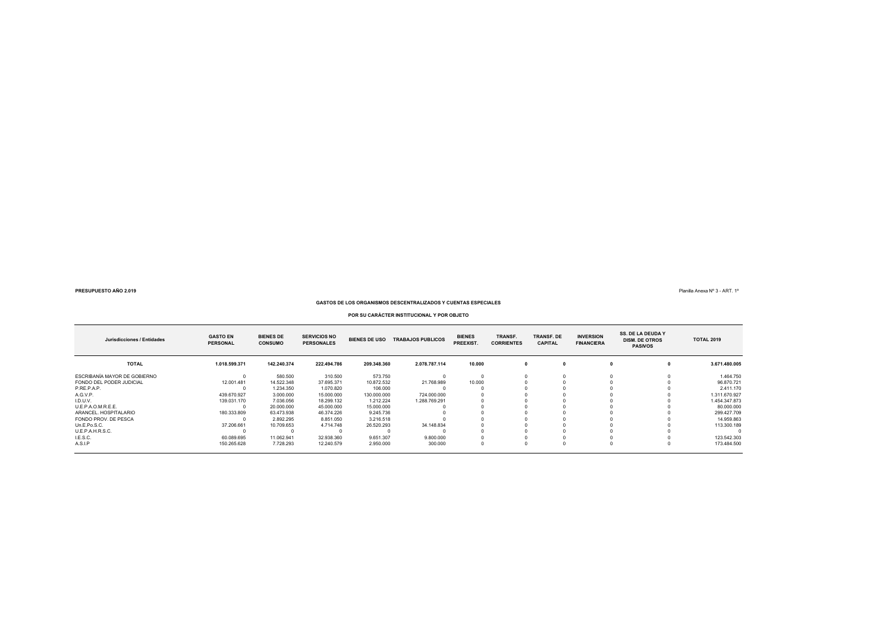**PRESUPUESTO AÑO 2.019**

Planilla Anexa Nº 3 - ART. 1º

**GASTOS DE LOS ORGANISMOS DESCENTRALIZADOS Y CUENTAS ESPECIALES**

**POR SU CARÁCTER INSTITUCIONAL Y POR OBJETO**

| Jurisdicciones / Entidades | GASTO EN PERSONAL | BIENES DE CONSUMO | SERVICIOS NO PERSONALES | BIENES DE USO | TRABAJOS PUBLICOS | BIENES PREEXIST. | TRANSF. CORRIENTES | TRANSF. DE CAPITAL | INVERSION FINANCIERA | SS. DE LA DEUDA Y DISM. DE OTROS PASIVOS | TOTAL 2019 |
|---|---|---|---|---|---|---|---|---|---|---|---|
| **TOTAL** | **1.018.599.371** | **142.240.374** | **222.494.786** | **209.348.360** | **2.078.787.114** | **10.000** | **0** | **0** | **0** | **0** | **3.671.480.005** |
| ESCRIBANÍA MAYOR DE GOBIERNO | 0 | 580.500 | 310.500 | 573.750 | 0 | 0 | 0 | 0 | 0 | 0 | 1.464.750 |
| FONDO DEL PODER JUDICIAL | 12.001.481 | 14.522.348 | 37.695.371 | 10.872.532 | 21.768.989 | 10.000 | 0 | 0 | 0 | 0 | 96.870.721 |
| P.RE.P.A.P. | 0 | 1.234.350 | 1.070.820 | 106.000 | 0 | 0 | 0 | 0 | 0 | 0 | 2.411.170 |
| A.G.V.P. | 439.670.927 | 3.000.000 | 15.000.000 | 130.000.000 | 724.000.000 | 0 | 0 | 0 | 0 | 0 | 1.311.670.927 |
| I.D.U.V. | 139.031.170 | 7.036.056 | 18.299.132 | 1.212.224 | 1.288.769.291 | 0 | 0 | 0 | 0 | 0 | 1.454.347.873 |
| U.E.P.A.O.M.R.E.E. | 0 | 20.000.000 | 45.000.000 | 15.000.000 | 0 | 0 | 0 | 0 | 0 | 0 | 80.000.000 |
| ARANCEL. HOSPITALARIO | 180.333.809 | 63.473.938 | 46.374.226 | 9.245.736 | 0 | 0 | 0 | 0 | 0 | 0 | 299.427.709 |
| FONDO PROV. DE PESCA | 0 | 2.892.295 | 8.851.050 | 3.216.518 | 0 | 0 | 0 | 0 | 0 | 0 | 14.959.863 |
| Un.E.Po.S.C. | 37.206.661 | 10.709.653 | 4.714.748 | 26.520.293 | 34.148.834 | 0 | 0 | 0 | 0 | 0 | 113.300.189 |
| U.E.P.A.H.R.S.C. | 0 | 0 | 0 | 0 | 0 | 0 | 0 | 0 | 0 | 0 | 0 |
| I.E.S.C. | 60.089.695 | 11.062.941 | 32.938.360 | 9.651.307 | 9.800.000 | 0 | 0 | 0 | 0 | 0 | 123.542.303 |
| A.S.I.P | 150.265.628 | 7.728.293 | 12.240.579 | 2.950.000 | 300.000 | 0 | 0 | 0 | 0 | 0 | 173.484.500 |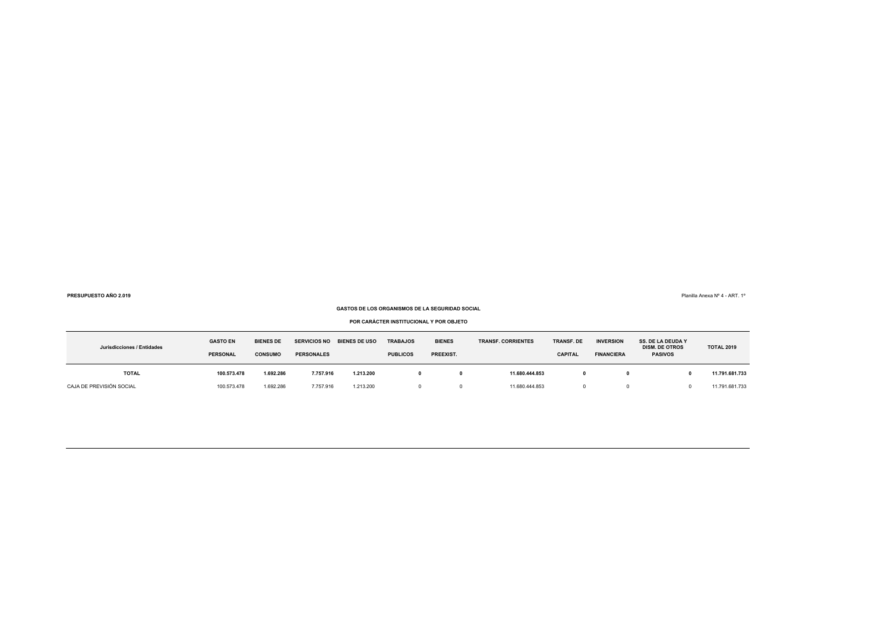**PRESUPUESTO AÑO 2.019**

Planilla Anexa Nº 4 - ART. 1º

**GASTOS DE LOS ORGANISMOS DE LA SEGURIDAD SOCIAL**

**POR CARÁCTER INSTITUCIONAL Y POR OBJETO**

| Jurisdicciones / Entidades | GASTO EN PERSONAL | BIENES DE CONSUMO | SERVICIOS NO PERSONALES | BIENES DE USO | TRABAJOS PUBLICOS | BIENES PREEXIST. | TRANSF. CORRIENTES | TRANSF. DE CAPITAL | INVERSION FINANCIERA | SS. DE LA DEUDA Y DISM. DE OTROS PASIVOS | TOTAL 2019 |
|---|---|---|---|---|---|---|---|---|---|---|---|
| **TOTAL** | **100.573.478** | **1.692.286** | **7.757.916** | **1.213.200** | **0** | **0** | **11.680.444.853** | **0** | **0** | **0** | **11.791.681.733** |
| CAJA DE PREVISIÓN SOCIAL | 100.573.478 | 1.692.286 | 7.757.916 | 1.213.200 | 0 | 0 | 11.680.444.853 | 0 | 0 | 0 | 11.791.681.733 |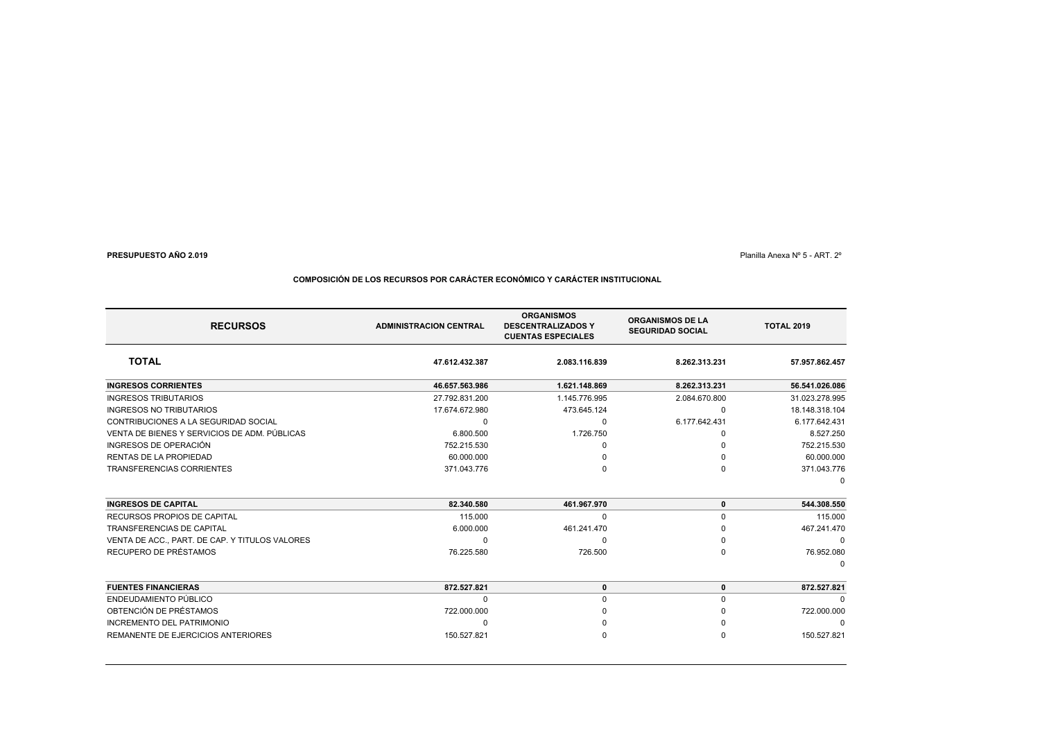**PRESUPUESTO AÑO 2.019**

Planilla Anexa Nº 5 - ART. 2º

**COMPOSICIÓN DE LOS RECURSOS POR CARÁCTER ECONÓMICO Y CARÁCTER INSTITUCIONAL**

| RECURSOS | ADMINISTRACION CENTRAL | ORGANISMOS DESCENTRALIZADOS Y CUENTAS ESPECIALES | ORGANISMOS DE LA SEGURIDAD SOCIAL | TOTAL 2019 |
|---|---|---|---|---|
| **TOTAL** | **47.612.432.387** | **2.083.116.839** | **8.262.313.231** | **57.957.862.457** |
| **INGRESOS CORRIENTES** | **46.657.563.986** | **1.621.148.869** | **8.262.313.231** | **56.541.026.086** |
| INGRESOS TRIBUTARIOS | 27.792.831.200 | 1.145.776.995 | 2.084.670.800 | 31.023.278.995 |
| INGRESOS NO TRIBUTARIOS | 17.674.672.980 | 473.645.124 | 0 | 18.148.318.104 |
| CONTRIBUCIONES A LA SEGURIDAD SOCIAL | 0 | 0 | 6.177.642.431 | 6.177.642.431 |
| VENTA DE BIENES Y SERVICIOS DE ADM. PÚBLICAS | 6.800.500 | 1.726.750 | 0 | 8.527.250 |
| INGRESOS DE OPERACIÓN | 752.215.530 | 0 | 0 | 752.215.530 |
| RENTAS DE LA PROPIEDAD | 60.000.000 | 0 | 0 | 60.000.000 |
| TRANSFERENCIAS CORRIENTES | 371.043.776 | 0 | 0 | 371.043.776 |
| | | | | 0 |
| **INGRESOS DE CAPITAL** | **82.340.580** | **461.967.970** | **0** | **544.308.550** |
| RECURSOS PROPIOS DE CAPITAL | 115.000 | 0 | 0 | 115.000 |
| TRANSFERENCIAS DE CAPITAL | 6.000.000 | 461.241.470 | 0 | 467.241.470 |
| VENTA DE ACC., PART. DE CAP. Y TITULOS VALORES | 0 | 0 | 0 | 0 |
| RECUPERO DE PRÉSTAMOS | 76.225.580 | 726.500 | 0 | 76.952.080 |
| | | | | 0 |
| **FUENTES FINANCIERAS** | **872.527.821** | **0** | **0** | **872.527.821** |
| ENDEUDAMIENTO PÚBLICO | 0 | 0 | 0 | 0 |
| OBTENCIÓN DE PRÉSTAMOS | 722.000.000 | 0 | 0 | 722.000.000 |
| INCREMENTO DEL PATRIMONIO | 0 | 0 | 0 | 0 |
| REMANENTE DE EJERCICIOS ANTERIORES | 150.527.821 | 0 | 0 | 150.527.821 |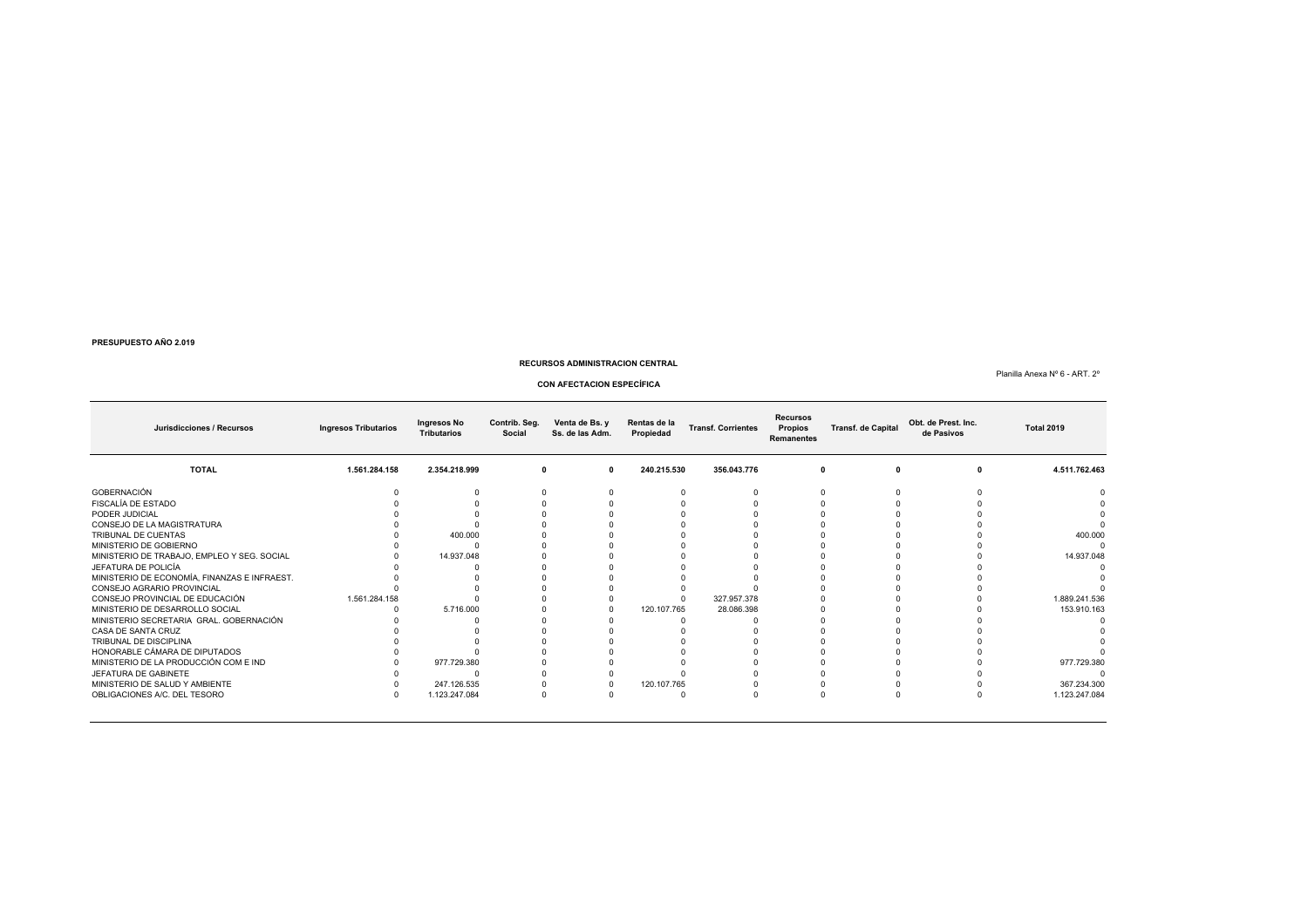**PRESUPUESTO AÑO 2.019**

**RECURSOS ADMINISTRACION CENTRAL**

Planilla Anexa Nº 6 - ART. 2º

**CON AFECTACION ESPECÍFICA**

| Jurisdicciones / Recursos | Ingresos Tributarios | Ingresos No Tributarios | Contrib. Seg. Social | Venta de Bs. y Ss. de las Adm. | Rentas de la Propiedad | Transf. Corrientes | Recursos Propios Remanentes | Transf. de Capital | Obt. de Prest. Inc. de Pasivos | Total 2019 |
|---|---|---|---|---|---|---|---|---|---|---|
| **TOTAL** | **1.561.284.158** | **2.354.218.999** | **0** | **0** | **240.215.530** | **356.043.776** | **0** | **0** | **0** | **4.511.762.463** |
| GOBERNACIÓN | 0 | 0 | 0 | 0 | 0 | 0 | 0 | 0 | 0 | 0 |
| FISCALÍA DE ESTADO | 0 | 0 | 0 | 0 | 0 | 0 | 0 | 0 | 0 | 0 |
| PODER JUDICIAL | 0 | 0 | 0 | 0 | 0 | 0 | 0 | 0 | 0 | 0 |
| CONSEJO DE LA MAGISTRATURA | 0 | 0 | 0 | 0 | 0 | 0 | 0 | 0 | 0 | 0 |
| TRIBUNAL DE CUENTAS | 0 | 400.000 | 0 | 0 | 0 | 0 | 0 | 0 | 0 | 400.000 |
| MINISTERIO DE GOBIERNO | 0 | 0 | 0 | 0 | 0 | 0 | 0 | 0 | 0 | 0 |
| MINISTERIO DE TRABAJO, EMPLEO Y SEG. SOCIAL | 0 | 14.937.048 | 0 | 0 | 0 | 0 | 0 | 0 | 0 | 14.937.048 |
| JEFATURA DE POLICÍA | 0 | 0 | 0 | 0 | 0 | 0 | 0 | 0 | 0 | 0 |
| MINISTERIO DE ECONOMÍA, FINANZAS E INFRAEST. | 0 | 0 | 0 | 0 | 0 | 0 | 0 | 0 | 0 | 0 |
| CONSEJO AGRARIO PROVINCIAL | 0 | 0 | 0 | 0 | 0 | 0 | 0 | 0 | 0 | 0 |
| CONSEJO PROVINCIAL DE EDUCACIÓN | 1.561.284.158 | 0 | 0 | 0 | 0 | 327.957.378 | 0 | 0 | 0 | 1.889.241.536 |
| MINISTERIO DE DESARROLLO SOCIAL | 0 | 5.716.000 | 0 | 0 | 120.107.765 | 28.086.398 | 0 | 0 | 0 | 153.910.163 |
| MINISTERIO SECRETARIA GRAL. GOBERNACIÓN | 0 | 0 | 0 | 0 | 0 | 0 | 0 | 0 | 0 | 0 |
| CASA DE SANTA CRUZ | 0 | 0 | 0 | 0 | 0 | 0 | 0 | 0 | 0 | 0 |
| TRIBUNAL DE DISCIPLINA | 0 | 0 | 0 | 0 | 0 | 0 | 0 | 0 | 0 | 0 |
| HONORABLE CÁMARA DE DIPUTADOS | 0 | 0 | 0 | 0 | 0 | 0 | 0 | 0 | 0 | 0 |
| MINISTERIO DE LA PRODUCCIÓN COM E IND | 0 | 977.729.380 | 0 | 0 | 0 | 0 | 0 | 0 | 0 | 977.729.380 |
| JEFATURA DE GABINETE | 0 | 0 | 0 | 0 | 0 | 0 | 0 | 0 | 0 | 0 |
| MINISTERIO DE SALUD Y AMBIENTE | 0 | 247.126.535 | 0 | 0 | 120.107.765 | 0 | 0 | 0 | 0 | 367.234.300 |
| OBLIGACIONES A/C. DEL TESORO | 0 | 1.123.247.084 | 0 | 0 | 0 | 0 | 0 | 0 | 0 | 1.123.247.084 |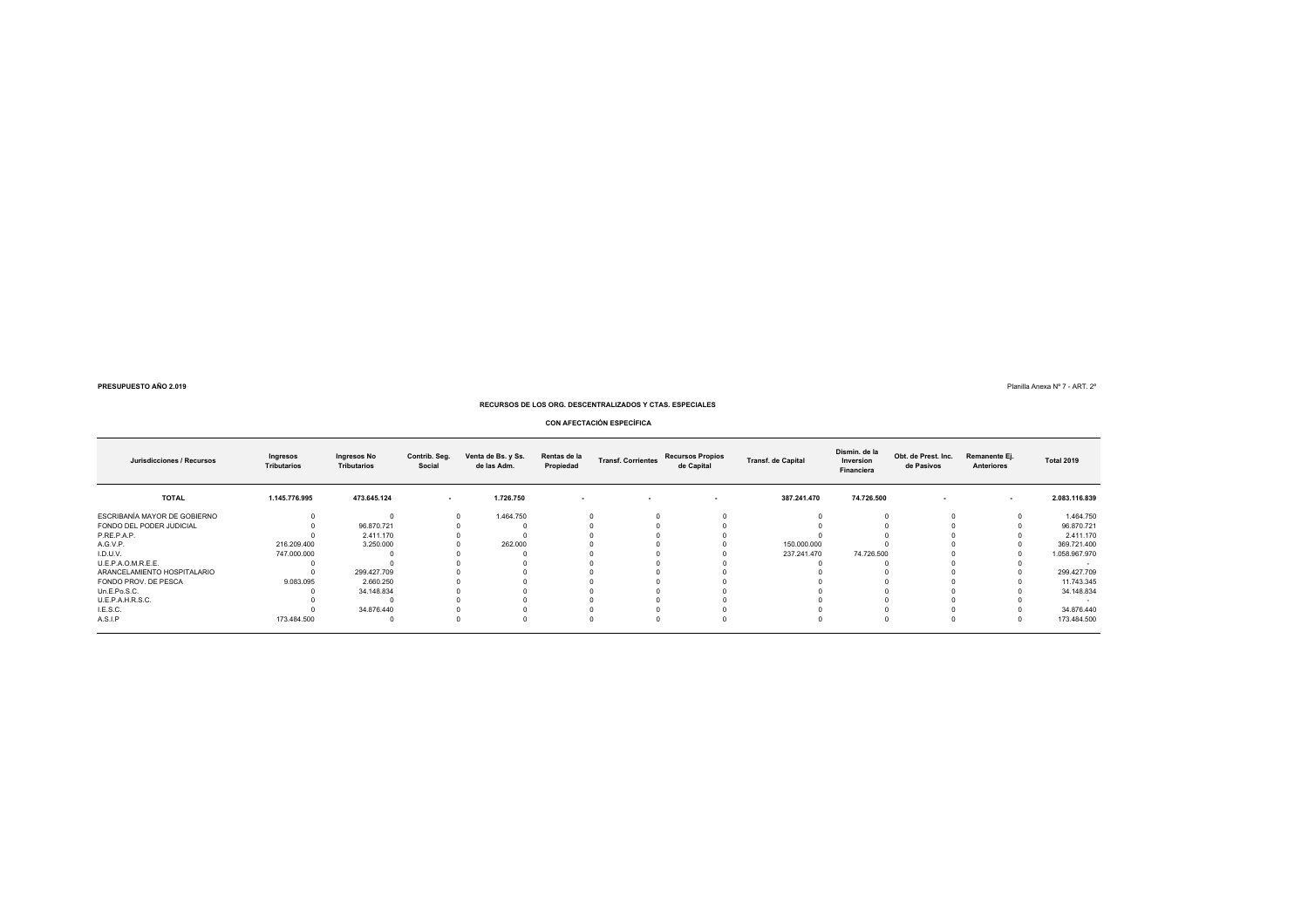**PRESUPUESTO AÑO 2.019**

Planilla Anexa Nº 7 - ART. 2º

## RECURSOS DE LOS ORG. DESCENTRALIZADOS Y CTAS. ESPECIALES

### CON AFECTACIÓN ESPECÍFICA

| Jurisdicciones / Recursos | Ingresos Tributarios | Ingresos No Tributarios | Contrib. Seg. Social | Venta de Bs. y Ss. de las Adm. | Rentas de la Propiedad | Transf. Corrientes | Recursos Propios de Capital | Transf. de Capital | Dismin. de la Inversion Financiera | Obt. de Prest. Inc. de Pasivos | Remanente Ej. Anteriores | Total 2019 |
|---|---|---|---|---|---|---|---|---|---|---|---|---|
| **TOTAL** | **1.145.776.995** | **473.645.124** | **-** | **1.726.750** | **-** | **-** | **-** | **387.241.470** | **74.726.500** | **-** | **-** | **2.083.116.839** |
| ESCRIBANÍA MAYOR DE GOBIERNO | 0 | 0 | 0 | 1.464.750 | 0 | 0 | 0 | 0 | 0 | 0 | 0 | 1.464.750 |
| FONDO DEL PODER JUDICIAL | 0 | 96.870.721 | 0 | 0 | 0 | 0 | 0 | 0 | 0 | 0 | 0 | 96.870.721 |
| P.RE.P.A.P. | 0 | 2.411.170 | 0 | 0 | 0 | 0 | 0 | 0 | 0 | 0 | 0 | 2.411.170 |
| A.G.V.P. | 216.209.400 | 3.250.000 | 0 | 262.000 | 0 | 0 | 0 | 150.000.000 | 0 | 0 | 0 | 369.721.400 |
| I.D.U.V. | 747.000.000 | 0 | 0 | 0 | 0 | 0 | 0 | 237.241.470 | 74.726.500 | 0 | 0 | 1.058.967.970 |
| U.E.P.A.O.M.R.E.E. | 0 | 0 | 0 | 0 | 0 | 0 | 0 | 0 | 0 | 0 | 0 | - |
| ARANCELAMIENTO HOSPITALARIO | 0 | 299.427.709 | 0 | 0 | 0 | 0 | 0 | 0 | 0 | 0 | 0 | 299.427.709 |
| FONDO PROV. DE PESCA | 9.083.095 | 2.660.250 | 0 | 0 | 0 | 0 | 0 | 0 | 0 | 0 | 0 | 11.743.345 |
| Un.E.Po.S.C. | 0 | 34.148.834 | 0 | 0 | 0 | 0 | 0 | 0 | 0 | 0 | 0 | 34.148.834 |
| U.E.P.A.H.R.S.C. | 0 | 0 | 0 | 0 | 0 | 0 | 0 | 0 | 0 | 0 | 0 | - |
| I.E.S.C. | 0 | 34.876.440 | 0 | 0 | 0 | 0 | 0 | 0 | 0 | 0 | 0 | 34.876.440 |
| A.S.I.P | 173.484.500 | 0 | 0 | 0 | 0 | 0 | 0 | 0 | 0 | 0 | 0 | 173.484.500 |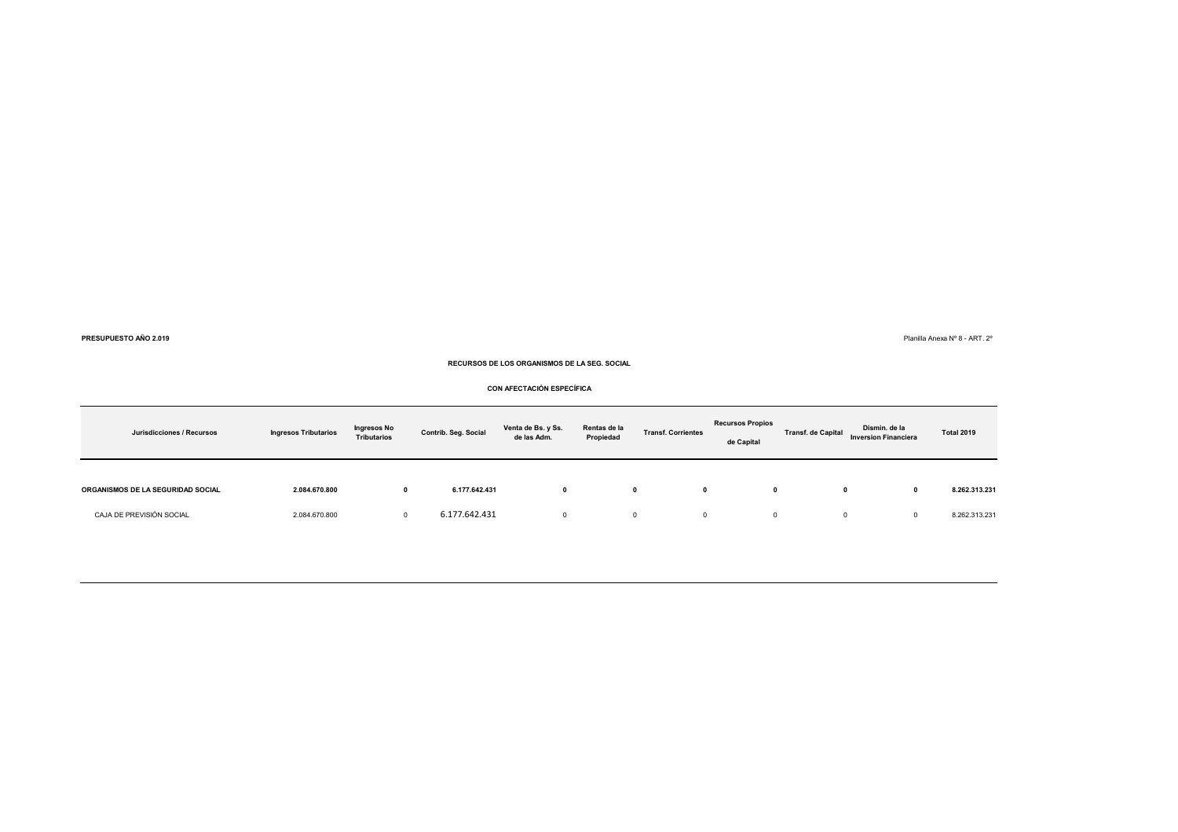**PRESUPUESTO AÑO 2.019**

Planilla Anexa Nº 8 - ART. 2º

**RECURSOS DE LOS ORGANISMOS DE LA SEG. SOCIAL**

**CON AFECTACIÓN ESPECÍFICA**

| Jurisdicciones / Recursos | Ingresos Tributarios | Ingresos No Tributarios | Contrib. Seg. Social | Venta de Bs. y Ss. de las Adm. | Rentas de la Propiedad | Transf. Corrientes | Recursos Propios de Capital | Transf. de Capital | Dismin. de la Inversion Financiera | Total 2019 |
|---|---|---|---|---|---|---|---|---|---|---|
| **ORGANISMOS DE LA SEGURIDAD SOCIAL** | **2.084.670.800** | **0** | **6.177.642.431** | **0** | **0** | **0** | **0** | **0** | **0** | **8.262.313.231** |
| CAJA DE PREVISIÓN SOCIAL | 2.084.670.800 | 0 | 6.177.642.431 | 0 | 0 | 0 | 0 | 0 | 0 | 8.262.313.231 |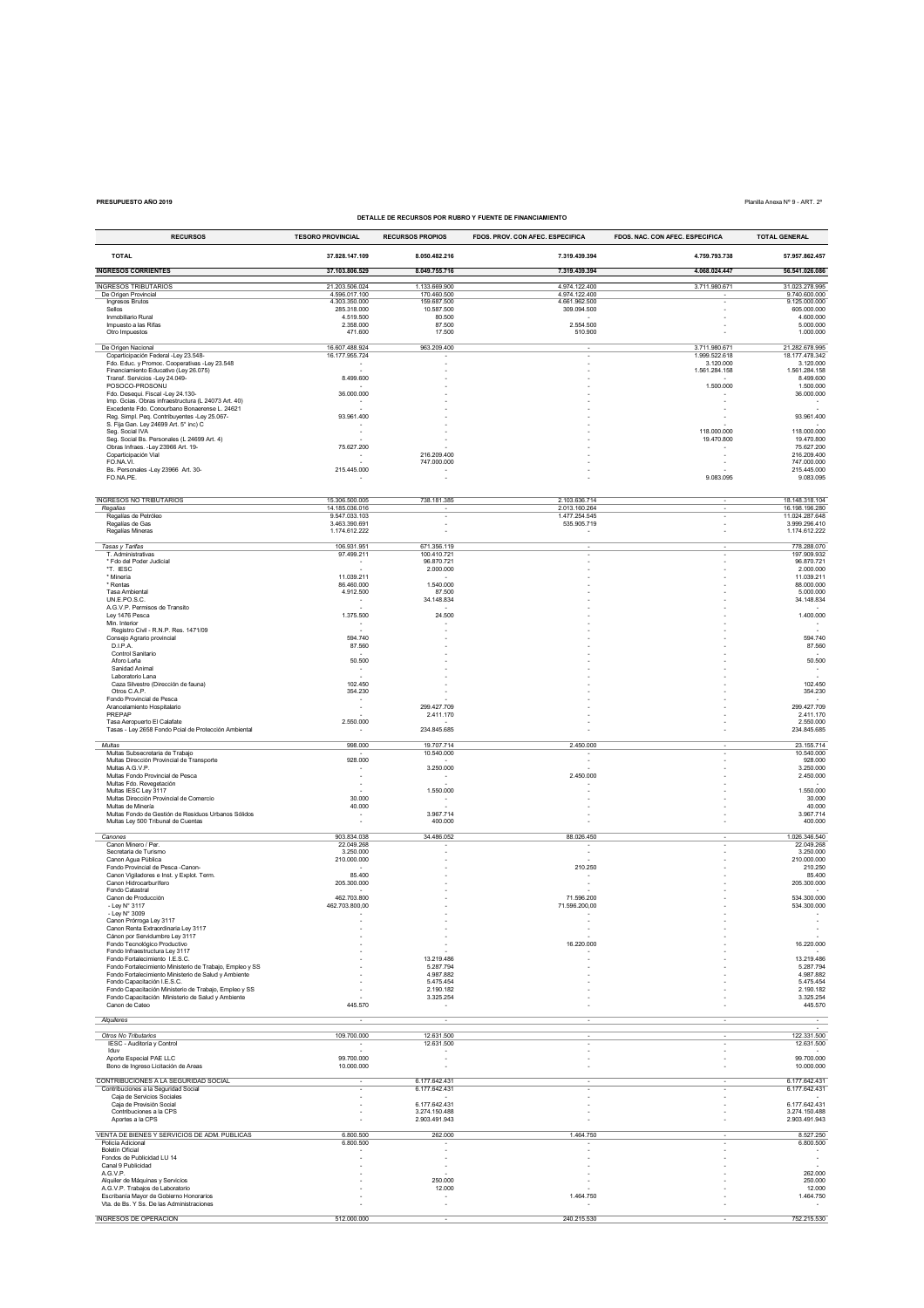**PRESUPUESTO AÑO 2019**

Planilla Anexa Nº 9 - ART. 2º

**DETALLE DE RECURSOS POR RUBRO Y FUENTE DE FINANCIAMIENTO**

| RECURSOS | TESORO PROVINCIAL | RECURSOS PROPIOS | FDOS. PROV. CON AFEC. ESPECIFICA | FDOS. NAC. CON AFEC. ESPECIFICA | TOTAL GENERAL |
|---|---|---|---|---|---|
| **TOTAL** | **37.828.147.109** | **8.050.482.216** | **7.319.439.394** | **4.759.793.738** | **57.957.862.457** |
| **INGRESOS CORRIENTES** | **37.103.806.529** | **8.049.755.716** | **7.319.439.394** | **4.068.024.447** | **56.541.026.086** |
| INGRESOS TRIBUTARIOS | 21.203.506.024 | 1.133.669.900 | 4.974.122.400 | 3.711.980.671 | 31.023.278.995 |
| De Origen Provincial | 4.596.017.100 | 170.460.500 | 4.974.122.400 | - | 9.740.600.000 |
| Ingresos Brutos | 4.303.350.000 | 159.687.500 | 4.661.962.500 | - | 9.125.000.000 |
| Sellos | 285.318.000 | 10.587.500 | 309.094.500 | - | 605.000.000 |
| Inmobiliario Rural | 4.519.500 | 80.500 | - | - | 4.600.000 |
| Impuesto a las Rifas | 2.358.000 | 87.500 | 2.554.500 | - | 5.000.000 |
| Otro Impuestos | 471.600 | 17.500 | 510.900 | - | 1.000.000 |
| De Origen Nacional | 16.607.488.924 | 963.209.400 | - | 3.711.980.671 | 21.282.678.995 |
| Coparticipación Federal -Ley 23.548- | 16.177.955.724 | - | - | 1.999.522.618 | 18.177.478.342 |
| Fdo. Educ. y Promoc. Cooperativas -Ley 23.548 | - | - | - | 3.120.000 | 3.120.000 |
| Financiamiento Educativo (Ley 26.075) | - | - | - | 1.561.284.158 | 1.561.284.158 |
| Transf. Servicios -Ley 24.049- | 8.499.600 | - | - | - | 8.499.600 |
| POSOCO-PROSONU | - | - | - | 1.500.000 | 1.500.000 |
| Fdo. Desequi. Fiscal -Ley 24.130- | 36.000.000 | - | - | - | 36.000.000 |
| Imp. Gcias. Obras infraestructura (L 24073 Art. 40) | - | - | - | - | - |
| Excedente Fdo. Conourbano Bonaerense L. 24621 | - | - | - | - | - |
| Reg. Simpl. Peq. Contribuyentes -Ley 25.067- | 93.961.400 | - | - | - | 93.961.400 |
| S. Fija Gan. Ley 24699 Art. 5° inc) C | - | - | - | - | - |
| Seg. Social IVA | - | - | - | 118.000.000 | 118.000.000 |
| Seg. Social Bs. Personales (L 24699 Art. 4) | - | - | - | 19.470.800 | 19.470.800 |
| Obras Infraes. -Ley 23966 Art. 19- | 75.627.200 | - | - | - | 75.627.200 |
| Coparticipación Vial | - | 216.209.400 | - | - | 216.209.400 |
| FO.NA.VI. | - | 747.000.000 | - | - | 747.000.000 |
| Bs. Personales -Ley 23966 Art. 30- | 215.445.000 | - | - | - | 215.445.000 |
| FO.NA.PE. | - | - | - | 9.083.095 | 9.083.095 |
| INGRESOS NO TRIBUTARIOS | 15.306.500.005 | 738.181.385 | 2.103.636.714 | - | 18.148.318.104 |
| *Regalías* | 14.185.036.016 | - | 2.013.160.264 | - | 16.198.196.280 |
| Regalías de Petróleo | 9.547.033.103 | - | 1.477.254.545 | - | 11.024.287.648 |
| Regalías de Gas | 3.463.390.691 | - | 535.905.719 | - | 3.999.296.410 |
| Regalías Mineras | 1.174.612.222 | - | - | - | 1.174.612.222 |
| *Tasas y Tarifas* | 106.931.951 | 671.356.119 | - | - | 778.288.070 |
| T. Administrativas | 97.499.211 | 100.410.721 | - | - | 197.909.932 |
| * Fdo del Poder Judicial | - | 96.870.721 | - | - | 96.870.721 |
| *T. IESC | - | 2.000.000 | - | - | 2.000.000 |
| * Minería | 11.039.211 | - | - | - | 11.039.211 |
| * Rentas | 86.460.000 | 1.540.000 | - | - | 88.000.000 |
| Tasa Ambiental | 4.912.500 | 87.500 | - | - | 5.000.000 |
| UN.E.PO.S.C. | - | 34.148.834 | - | - | 34.148.834 |
| A.G.V.P. Permisos de Transito | - | - | - | - | - |
| Ley 1476 Pesca | 1.375.500 | 24.500 | - | - | 1.400.000 |
| Min. Interior | - | - | - | - | - |
| Registro Civil - R.N.P. Res. 1471/09 | - | - | - | - | - |
| Consejo Agrario provincial | 594.740 | - | - | - | 594.740 |
| D.I.P.A. | 87.560 | - | - | - | 87.560 |
| Control Sanitario | - | - | - | - | - |
| Aforo Leña | 50.500 | - | - | - | 50.500 |
| Sanidad Animal | - | - | - | - | - |
| Laboratorio Lana | - | - | - | - | - |
| Caza Silvestre (Dirección de fauna) | 102.450 | - | - | - | 102.450 |
| Otros C.A.P. | 354.230 | - | - | - | 354.230 |
| Fondo Provincial de Pesca | - | - | - | - | - |
| Arancelamiento Hospitalario | - | 299.427.709 | - | - | 299.427.709 |
| PREPAP | - | 2.411.170 | - | - | 2.411.170 |
| Tasa Aeropuerto El Calafate | 2.550.000 | - | - | - | 2.550.000 |
| Tasas - Ley 2658 Fondo Pcial de Protección Ambiental | - | 234.845.685 | - | - | 234.845.685 |
| *Multas* | 998.000 | 19.707.714 | 2.450.000 | - | 23.155.714 |
| Multas Subsecretaria de Trabajo | - | 10.540.000 | - | - | 10.540.000 |
| Multas Dirección Provincial de Transporte | 928.000 | - | - | - | 928.000 |
| Multas A.G.V.P. | - | 3.250.000 | - | - | 3.250.000 |
| Multas Fondo Provincial de Pesca | - | - | 2.450.000 | - | 2.450.000 |
| Multas Fdo. Revegetación | - | - | - | - | - |
| Multas IESC Ley 3117 | - | 1.550.000 | - | - | 1.550.000 |
| Multas Dirección Provincial de Comercio | 30.000 | - | - | - | 30.000 |
| Multas de Minería | 40.000 | - | - | - | 40.000 |
| Multas Fondo de Gestión de Residuos Urbanos Sólidos | - | 3.967.714 | - | - | 3.967.714 |
| Multas Ley 500 Tribunal de Cuentas | - | 400.000 | - | - | 400.000 |
| *Canones* | 903.834.038 | 34.486.052 | 88.026.450 | - | 1.026.346.540 |
| Canon Minero / Per. | 22.049.268 | - | - | - | 22.049.268 |
| Secretaria de Turismo | 3.250.000 | - | - | - | 3.250.000 |
| Canon Agua Pública | 210.000.000 | - | - | - | 210.000.000 |
| Fondo Provincial de Pesca -Canon- | - | - | 210.250 | - | 210.250 |
| Canon Vigiladores e Inst. y Explot. Term. | 85.400 | - | - | - | 85.400 |
| Canon Hidrocarburífero | 205.300.000 | - | - | - | 205.300.000 |
| Fondo Catastral | - | - | - | - | - |
| Canon de Producción | 462.703.800 | - | 71.596.200 | - | 534.300.000 |
| - Ley N° 3117 | 462.703.800,00 | - | 71.596.200,00 | - | 534.300.000 |
| - Ley N° 3009 | - | - | - | - | - |
| Canon Prórroga Ley 3117 | - | - | - | - | - |
| Canon Renta Extraordinaria Ley 3117 | - | - | - | - | - |
| Cánon por Servidumbre Ley 3117 | - | - | - | - | - |
| Fondo Tecnológico Productivo | - | - | 16.220.000 | - | 16.220.000 |
| Fondo Infraestructura Ley 3117 | - | - | - | - | - |
| Fondo Fortalecimiento I.E.S.C. | - | 13.219.486 | - | - | 13.219.486 |
| Fondo Fortalecimiento Ministerio de Trabajo, Empleo y SS | - | 5.287.794 | - | - | 5.287.794 |
| Fondo Fortalecimiento Ministerio de Salud y Ambiente | - | 4.987.882 | - | - | 4.987.882 |
| Fondo Capacitación I.E.S.C. | - | 5.475.454 | - | - | 5.475.454 |
| Fondo Capacitación Ministerio de Trabajo, Empleo y SS | - | 2.190.182 | - | - | 2.190.182 |
| Fondo Capacitación Ministerio de Salud y Ambiente | - | 3.325.254 | - | - | 3.325.254 |
| Canon de Cateo | 445.570 | - | - | - | 445.570 |
| *Alquileres* | - | - | - | - | - |
| *Otros No Tributarios* | 109.700.000 | 12.631.500 | - | - | 122.331.500 |
| IESC - Auditoría y Control | - | 12.631.500 | - | - | 12.631.500 |
| Iduv | - | - | - | - | - |
| Aporte Especial PAE LLC | 99.700.000 | - | - | - | 99.700.000 |
| Bono de Ingreso Licitación de Areas | 10.000.000 | - | - | - | 10.000.000 |
| CONTRIBUCIONES A LA SEGURIDAD SOCIAL | - | 6.177.642.431 | - | - | 6.177.642.431 |
| Contribuciones a la Seguridad Social | - | 6.177.642.431 | - | - | 6.177.642.431 |
| Caja de Servicios Sociales | - | - | - | - | - |
| Caja de Previsión Social | - | 6.177.642.431 | - | - | 6.177.642.431 |
| Contribuciones a la CPS | - | 3.274.150.488 | - | - | 3.274.150.488 |
| Aportes a la CPS | - | 2.903.491.943 | - | - | 2.903.491.943 |
| VENTA DE BIENES Y SERVICIOS DE ADM. PUBLICAS | 6.800.500 | 262.000 | 1.464.750 | - | 8.527.250 |
| Policía Adicional | 6.800.500 | - | - | - | 6.800.500 |
| Boletín Oficial | - | - | - | - | - |
| Fondos de Publicidad LU 14 | - | - | - | - | - |
| Canal 9 Publicidad | - | - | - | - | - |
| A.G.V.P. | - | - | - | - | 262.000 |
| Alquiler de Máquinas y Servicios | - | 250.000 | - | - | 250.000 |
| A.G.V.P. Trabajos de Laboratorio | - | 12.000 | - | - | 12.000 |
| Escribanía Mayor de Gobierno Honorarios | - | - | 1.464.750 | - | 1.464.750 |
| Vta. de Bs. Y Ss. De las Administraciones | - | - | - | - | - |
| INGRESOS DE OPERACION | 512.000.000 | - | 240.215.530 | - | 752.215.530 |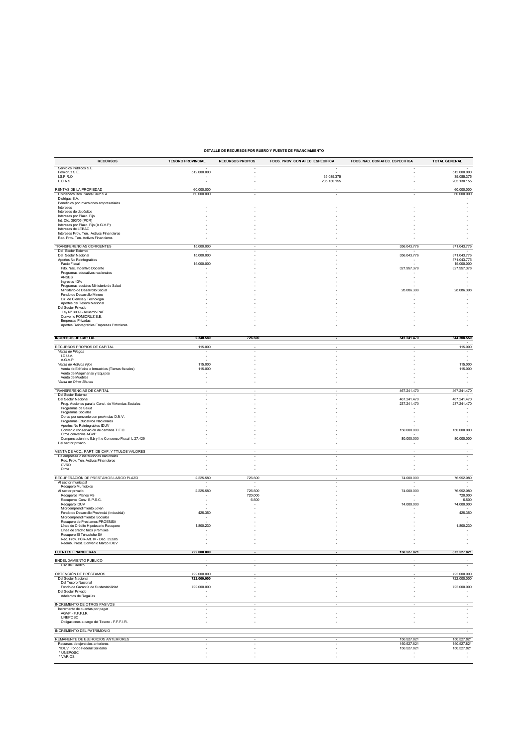**DETALLE DE RECURSOS POR RUBRO Y FUENTE DE FINANCIAMIENTO**

| RECURSOS | TESORO PROVINCIAL | RECURSOS PROPIOS | FDOS. PROV. CON AFEC. ESPECIFICA | FDOS. NAC. CON AFEC. ESPECIFICA | TOTAL GENERAL |
|---|---|---|---|---|---|
| Servicios Públicos S.E | - | - | - | - | |
| Fomicruz S.E. | 512.000.000 | - | - | - | 512.000.000 |
| I.S.P.R.O | - | - | 35.085.375 | - | 35.085.375 |
| L.O.A.S | - | - | 205.130.155 | - | 205.130.155 |
| RENTAS DE LA PROPIEDAD | 60.000.000 | - | - | - | 60.000.000 |
| Dividendos Bco. Santa Cruz S.A. | 60.000.000 | - | - | - | 60.000.000 |
| Distrigas S.A. | | | | | - |
| Beneficios por inversiones empresariales | | | | | - |
| Intereses | - | - | - | - | - |
| Intereses de depósitos | - | - | - | - | - |
| Intereses por Plazo Fijo | - | - | - | - | - |
| Int. Dto. 393/05 (PCR) | - | - | - | - | - |
| Intereses por Plazo Fijo (A.G.V.P) | - | - | - | - | - |
| Intereses de LEBAC | - | - | - | - | - |
| Intereses Prov. Ten. Activos Financieros | - | - | - | - | - |
| Rec. Prov. Ten. Activos Financieros | - | - | - | - | - |
| TRANSFERENCIAS CORRIENTES | 15.000.000 | - | - | 356.043.776 | 371.043.776 |
| Del Sector Externo | - | - | - | - | - |
| Del Sector Nacional | 15.000.000 | - | - | 356.043.776 | 371.043.776 |
| Aportes No Reintegrables | - | - | - | - | 371.043.776 |
| Pacto Fiscal | 15.000.000 | - | - | - | 15.000.000 |
| Fdo. Nac. Incentivo Docente | - | - | - | 327.957.378 | 327.957.378 |
| Programas educativos nacionales | - | - | - | - | - |
| ANSES | - | - | - | - | - |
| Ingresos 13% | - | - | - | - | - |
| Programas sociales Ministerio de Salud | - | - | - | - | - |
| Ministerio de Desarrollo Social | - | - | - | 28.086.398 | 28.086.398 |
| Fondo de Desarrollo Minero | - | - | - | - | - |
| Dir. de Ciencia y Tecnología | - | - | - | - | - |
| Aportes del Tesoro Nacional | - | - | - | - | - |
| Del Sector Privado | - | - | - | - | - |
| Ley Nº 3009 - Acuerdo PAE | - | - | - | - | - |
| Convenio FOMICRUZ S.E. | - | - | - | - | - |
| Empresas Privadas | - | - | - | - | - |
| Aportes Reintegrables Empresas Petroleras | - | - | - | - | - |
| **INGRESOS DE CAPITAL** | **2.340.580** | **726.500** | **-** | **541.241.470** | **544.308.550** |
| RECURSOS PROPIOS DE CAPITAL | 115.000 | - | - | - | 115.000 |
| *Venta de Pliegos* | - | - | - | - | - |
| I.D.U.V. | - | - | - | - | - |
| A.G.V.P. | - | - | - | - | - |
| *Venta de Activos Fijos* | 115.000 | - | - | - | 115.000 |
| Venta de Edificios e Inmuebles (Tierras fiscales) | 115.000 | - | - | - | 115.000 |
| Venta de Maquinarias y Equipos | - | - | - | - | - |
| Venta de Muebles | - | - | - | - | - |
| *Venta de Otros Bienes* | - | - | - | - | - |
| TRANSFERENCIAS DE CAPITAL | - | - | - | 467.241.470 | 467.241.470 |
| Del Sector Externo | - | - | - | - | - |
| Del Sector Nacional | - | - | - | 467.241.470 | 467.241.470 |
| Prog. Acciones para la Const. de Viviendas Sociales | - | - | - | 237.241.470 | 237.241.470 |
| Programas de Salud | - | - | - | - | - |
| Programas Sociales | - | - | - | - | - |
| Obras por convenio con provincias D.N.V. | - | - | - | - | - |
| Programas Educativos Nacionales | - | - | - | - | - |
| Aportes No Reintegrables IDUV | - | - | - | - | - |
| Convenio conservación de caminos T.F.O. | - | - | - | 150.000.000 | 150.000.000 |
| Otros convenios AGVP | - | - | - | - | - |
| Compensación inc II.b y II.e Consenso Fiscal L 27.429 | - | - | - | 80.000.000 | 80.000.000 |
| Del sector privado | - | - | - | - | - |
| VENTA DE ACC., PART. DE CAP. Y TTULOS VALORES | - | - | - | - | - |
| De empresas o instituciones nacionales | - | - | - | - | - |
| Rec. Prov. Ten. Activos Financieros | - | - | - | - | - |
| CVRD | - | - | - | - | - |
| Otros | - | - | - | - | - |
| RECUPERACIÓN DE PRESTAMOS LARGO PLAZO | 2.225.580 | 726.500 | - | 74.000.000 | 76.952.080 |
| Al sector municipal | - | - | - | - | - |
| Recupero Municipios | - | - | - | - | - |
| Al sector privado | 2.225.580 | 726.500 | - | 74.000.000 | 76.952.080 |
| Recuperos Planes VS | - | 720.000 | - | - | 720.000 |
| Recuperos Conv. B.P.S.C. | - | 6.500 | - | - | 6.500 |
| Recupero IDUV | - | - | - | 74.000.000 | 74.000.000 |
| Microemprendimiento Joven | - | - | - | - | - |
| Fondo de Desarrollo Provincial (Industrial) | 425.350 | - | - | - | 425.350 |
| Microemprendimientos Sociales | - | - | - | - | - |
| Recupero de Prestamos PROEMSA | - | - | - | - | - |
| Línea de Crédito Hipotecario Recupero | 1.800.230 | - | - | - | 1.800.230 |
| Línea de crédito taxis y remises | - | - | - | - | - |
| Recupero El Tehuelche SA | - | - | - | - | - |
| Rec. Prov. PCR-Art. IV - Dec. 393/05 | - | - | - | - | - |
| Reemb. Prest. Convenio Marco IDUV | - | - | - | - | - |
| **FUENTES FINANCIERAS** | **722.000.000** | **-** | **-** | **150.527.821** | **872.527.821** |
| ENDEUDAMIENTO PUBLICO | - | - | - | - | - |
| Uso del Crédito | - | - | - | - | - |
| OBTENCIÓN DE PRÉSTAMOS | 722.000.000 | - | - | - | 722.000.000 |
| Del Sector Nacional | 722.000.000 | - | - | - | 722.000.000 |
| Del Tesoro Nacional | - | - | - | - | - |
| Fondo de Garantía de Sustentabilidad | 722.000.000 | - | - | - | 722.000.000 |
| Del Sector Privado | - | - | - | - | - |
| Adelantos de Regalías | - | - | - | - | - |
| INCREMENTO DE OTROS PASIVOS | - | - | - | - | - |
| Incremento de cuentas por pagar | - | - | | | - |
| AGVP - F.F.F.I.R. | - | - | - | - | - |
| UNEPOSC | - | - | - | - | - |
| Obligaciones a cargo del Tesoro - F.F.F.I.R. | - | - | - | - | - |
| INCREMENTO DEL PATRIMONIO | | | | | - |
| REMANENTE DE EJERCICIOS ANTERIORES | - | - | - | 150.527.821 | 150.527.821 |
| Recursos de ejercicios anteriores | - | - | - | 150.527.821 | 150.527.821 |
| *IDUV Fondo Federal Solidario | - | - | - | 150.527.821 | 150.527.821 |
| * UNEPOSC | - | - | - | - | - |
| * VARIOS | - | - | - | - | - |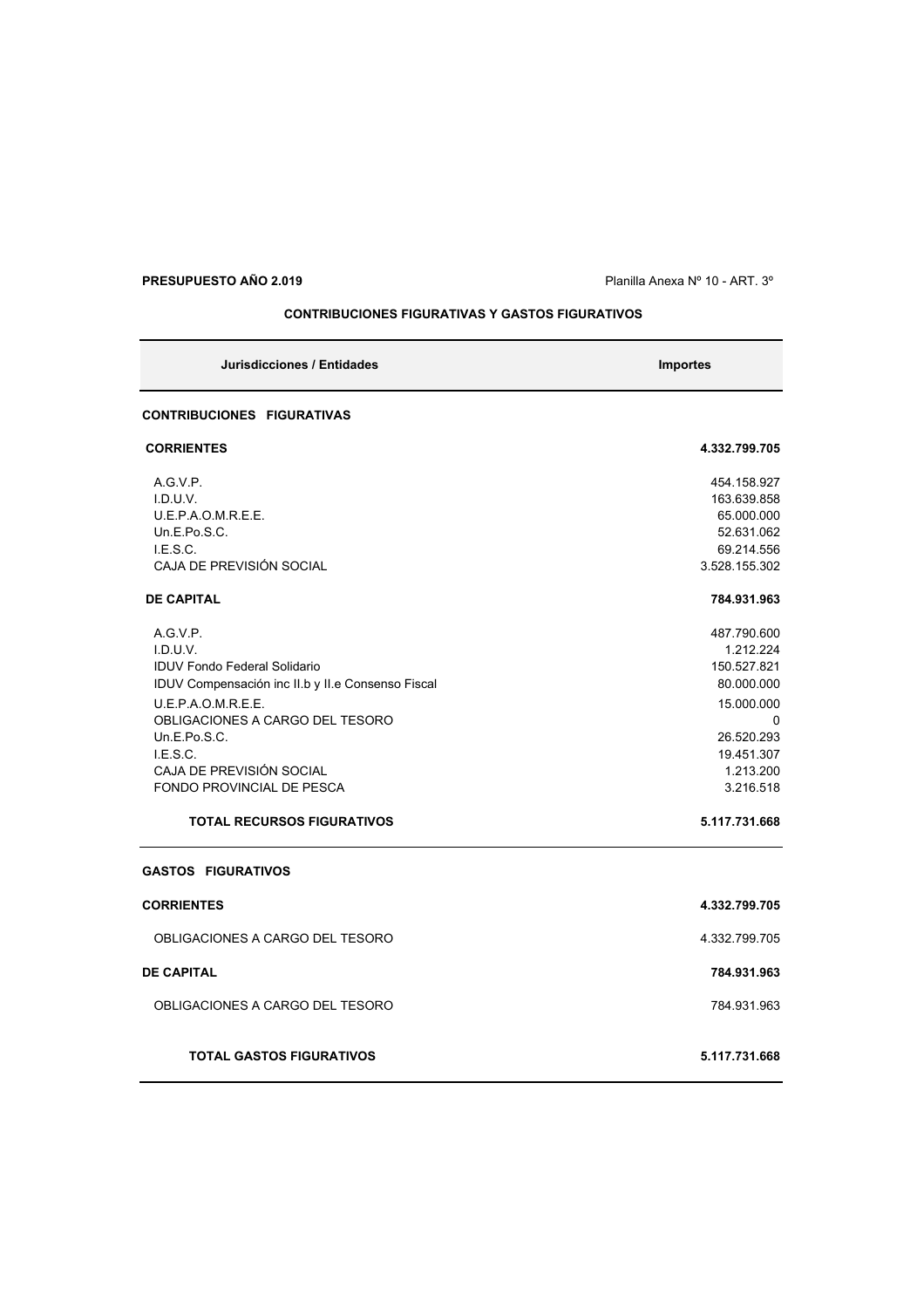**PRESUPUESTO AÑO 2.019** Planilla Anexa Nº 10 - ART. 3º

**CONTRIBUCIONES FIGURATIVAS Y GASTOS FIGURATIVOS**

| Jurisdicciones / Entidades | Importes |
| --- | --- |
| **CONTRIBUCIONES FIGURATIVAS** | |
| **CORRIENTES** | **4.332.799.705** |
| A.G.V.P. | 454.158.927 |
| I.D.U.V. | 163.639.858 |
| U.E.P.A.O.M.R.E.E. | 65.000.000 |
| Un.E.Po.S.C. | 52.631.062 |
| I.E.S.C. | 69.214.556 |
| CAJA DE PREVISIÓN SOCIAL | 3.528.155.302 |
| **DE CAPITAL** | **784.931.963** |
| A.G.V.P. | 487.790.600 |
| I.D.U.V. | 1.212.224 |
| IDUV Fondo Federal Solidario | 150.527.821 |
| IDUV Compensación inc II.b y II.e Consenso Fiscal | 80.000.000 |
| U.E.P.A.O.M.R.E.E. | 15.000.000 |
| OBLIGACIONES A CARGO DEL TESORO | 0 |
| Un.E.Po.S.C. | 26.520.293 |
| I.E.S.C. | 19.451.307 |
| CAJA DE PREVISIÓN SOCIAL | 1.213.200 |
| FONDO PROVINCIAL DE PESCA | 3.216.518 |
| **TOTAL RECURSOS FIGURATIVOS** | **5.117.731.668** |
| **GASTOS FIGURATIVOS** | |
| **CORRIENTES** | **4.332.799.705** |
| OBLIGACIONES A CARGO DEL TESORO | 4.332.799.705 |
| **DE CAPITAL** | **784.931.963** |
| OBLIGACIONES A CARGO DEL TESORO | 784.931.963 |
| **TOTAL GASTOS FIGURATIVOS** | **5.117.731.668** |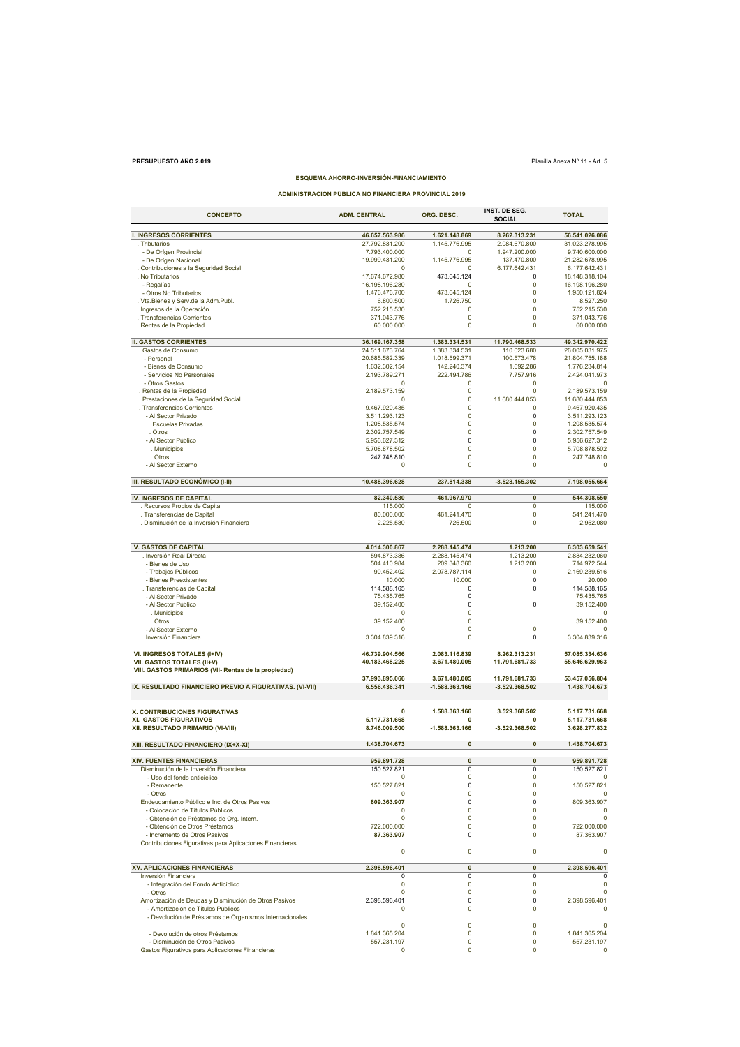**PRESUPUESTO AÑO 2.019**

Planilla Anexa Nº 11 - Art. 5

## ESQUEMA AHORRO-INVERSIÓN-FINANCIAMIENTO

### ADMINISTRACION PÚBLICA NO FINANCIERA PROVINCIAL 2019

| CONCEPTO | ADM. CENTRAL | ORG. DESC. | INST. DE SEG. SOCIAL | TOTAL |
|---|---|---|---|---|
| **I. INGRESOS CORRIENTES** | **46.657.563.986** | **1.621.148.869** | **8.262.313.231** | **56.541.026.086** |
| . Tributarios | 27.792.831.200 | 1.145.776.995 | 2.084.670.800 | 31.023.278.995 |
| - De Origen Provincial | 7.793.400.000 | 0 | 1.947.200.000 | 9.740.600.000 |
| - De Origen Nacional | 19.999.431.200 | 1.145.776.995 | 137.470.800 | 21.282.678.995 |
| . Contribuciones a la Seguridad Social | 0 | 0 | 6.177.642.431 | 6.177.642.431 |
| . No Tributarios | 17.674.672.980 | 473.645.124 | 0 | 18.148.318.104 |
| - Regalías | 16.198.196.280 | 0 | 0 | 16.198.196.280 |
| - Otros No Tributarios | 1.476.476.700 | 473.645.124 | 0 | 1.950.121.824 |
| . Vta.Bienes y Serv.de la Adm.Publ. | 6.800.500 | 1.726.750 | 0 | 8.527.250 |
| . Ingresos de la Operación | 752.215.530 | 0 | 0 | 752.215.530 |
| . Transferencias Corrientes | 371.043.776 | 0 | 0 | 371.043.776 |
| . Rentas de la Propiedad | 60.000.000 | 0 | 0 | 60.000.000 |
| **II. GASTOS CORRIENTES** | **36.169.167.358** | **1.383.334.531** | **11.790.468.533** | **49.342.970.422** |
| . Gastos de Consumo | 24.511.673.764 | 1.383.334.531 | 110.023.680 | 26.005.031.975 |
| - Personal | 20.685.582.339 | 1.018.599.371 | 100.573.478 | 21.804.755.188 |
| - Bienes de Consumo | 1.632.302.154 | 142.240.374 | 1.692.286 | 1.776.234.814 |
| - Servicios No Personales | 2.193.789.271 | 222.494.786 | 7.757.916 | 2.424.041.973 |
| - Otros Gastos | 0 | 0 | 0 | 0 |
| . Rentas de la Propiedad | 2.189.573.159 | 0 | 0 | 2.189.573.159 |
| . Prestaciones de la Seguridad Social | 0 | 0 | 11.680.444.853 | 11.680.444.853 |
| . Transferencias Corrientes | 9.467.920.435 | 0 | 0 | 9.467.920.435 |
| - Al Sector Privado | 3.511.293.123 | 0 | 0 | 3.511.293.123 |
| . Escuelas Privadas | 1.208.535.574 | 0 | 0 | 1.208.535.574 |
| . Otros | 2.302.757.549 | 0 | 0 | 2.302.757.549 |
| - Al Sector Público | 5.956.627.312 | 0 | 0 | 5.956.627.312 |
| . Municipios | 5.708.878.502 | 0 | 0 | 5.708.878.502 |
| . Otros | 247.748.810 | 0 | 0 | 247.748.810 |
| - Al Sector Externo | 0 | 0 | 0 | 0 |
| **III. RESULTADO ECONÓMICO (I-II)** | **10.488.396.628** | **237.814.338** | **-3.528.155.302** | **7.198.055.664** |
| **IV. INGRESOS DE CAPITAL** | **82.340.580** | **461.967.970** | **0** | **544.308.550** |
| . Recursos Propios de Capital | 115.000 | 0 | 0 | 115.000 |
| . Transferencias de Capital | 80.000.000 | 461.241.470 | 0 | 541.241.470 |
| . Disminución de la Inversión Financiera | 2.225.580 | 726.500 | 0 | 2.952.080 |
| **V. GASTOS DE CAPITAL** | **4.014.300.867** | **2.288.145.474** | **1.213.200** | **6.303.659.541** |
| . Inversión Real Directa | 594.873.386 | 2.288.145.474 | 1.213.200 | 2.884.232.060 |
| - Bienes de Uso | 504.410.984 | 209.348.360 | 1.213.200 | 714.972.544 |
| - Trabajos Públicos | 90.452.402 | 2.078.787.114 | 0 | 2.169.239.516 |
| - Bienes Preexistentes | 10.000 | 10.000 | 0 | 20.000 |
| . Transferencias de Capital | 114.588.165 | 0 | 0 | 114.588.165 |
| - Al Sector Privado | 75.435.765 | 0 | | 75.435.765 |
| - Al Sector Público | 39.152.400 | 0 | 0 | 39.152.400 |
| . Municipios | 0 | 0 | | 0 |
| . Otros | 39.152.400 | 0 | | 39.152.400 |
| - Al Sector Externo | 0 | 0 | 0 | 0 |
| . Inversión Financiera | 3.304.839.316 | 0 | 0 | 3.304.839.316 |
| **VI. INGRESOS TOTALES (I+IV)** | **46.739.904.566** | **2.083.116.839** | **8.262.313.231** | **57.085.334.636** |
| **VII. GASTOS TOTALES (II+V)** | **40.183.468.225** | **3.671.480.005** | **11.791.681.733** | **55.646.629.963** |
| **VIII. GASTOS PRIMARIOS (VII- Rentas de la propiedad)** | **37.993.895.066** | **3.671.480.005** | **11.791.681.733** | **53.457.056.804** |
| **IX. RESULTADO FINANCIERO PREVIO A FIGURATIVAS. (VI-VII)** | **6.556.436.341** | **-1.588.363.166** | **-3.529.368.502** | **1.438.704.673** |
| **X. CONTRIBUCIONES FIGURATIVAS** | **0** | **1.588.363.166** | **3.529.368.502** | **5.117.731.668** |
| **XI. GASTOS FIGURATIVOS** | **5.117.731.668** | **0** | **0** | **5.117.731.668** |
| **XII. RESULTADO PRIMARIO (VI-VIII)** | **8.746.009.500** | **-1.588.363.166** | **-3.529.368.502** | **3.628.277.832** |
| **XIII. RESULTADO FINANCIERO (IX+X-XI)** | **1.438.704.673** | **0** | **0** | **1.438.704.673** |
| **XIV. FUENTES FINANCIERAS** | **959.891.728** | **0** | **0** | **959.891.728** |
| Disminución de la Inversión Financiera | 150.527.821 | 0 | 0 | 150.527.821 |
| - Uso del fondo anticíclico | 0 | 0 | 0 | 0 |
| - Remanente | 150.527.821 | 0 | 0 | 150.527.821 |
| - Otros | 0 | 0 | 0 | 0 |
| Endeudamiento Público e Inc. de Otros Pasivos | **809.363.907** | 0 | 0 | 809.363.907 |
| - Colocación de Títulos Públicos | 0 | 0 | 0 | 0 |
| - Obtención de Préstamos de Org. Intern. | 0 | 0 | 0 | 0 |
| - Obtención de Otros Préstamos | 722.000.000 | 0 | 0 | 722.000.000 |
| - Incremento de Otros Pasivos | **87.363.907** | 0 | 0 | 87.363.907 |
| Contribuciones Figurativas para Aplicaciones Financieras | 0 | 0 | 0 | 0 |
| **XV. APLICACIONES FINANCIERAS** | **2.398.596.401** | **0** | **0** | **2.398.596.401** |
| Inversión Financiera | 0 | 0 | 0 | 0 |
| - Integración del Fondo Anticíclico | 0 | 0 | 0 | 0 |
| - Otros | 0 | 0 | 0 | 0 |
| Amortización de Deudas y Disminución de Otros Pasivos | 2.398.596.401 | 0 | 0 | 2.398.596.401 |
| - Amortización de Títulos Públicos | 0 | 0 | 0 | 0 |
| - Devolución de Préstamos de Organismos Internacionales | 0 | 0 | 0 | 0 |
| - Devolución de otros Préstamos | 1.841.365.204 | 0 | 0 | 1.841.365.204 |
| - Disminución de Otros Pasivos | 557.231.197 | 0 | 0 | 557.231.197 |
| Gastos Figurativos para Aplicaciones Financieras | 0 | 0 | 0 | 0 |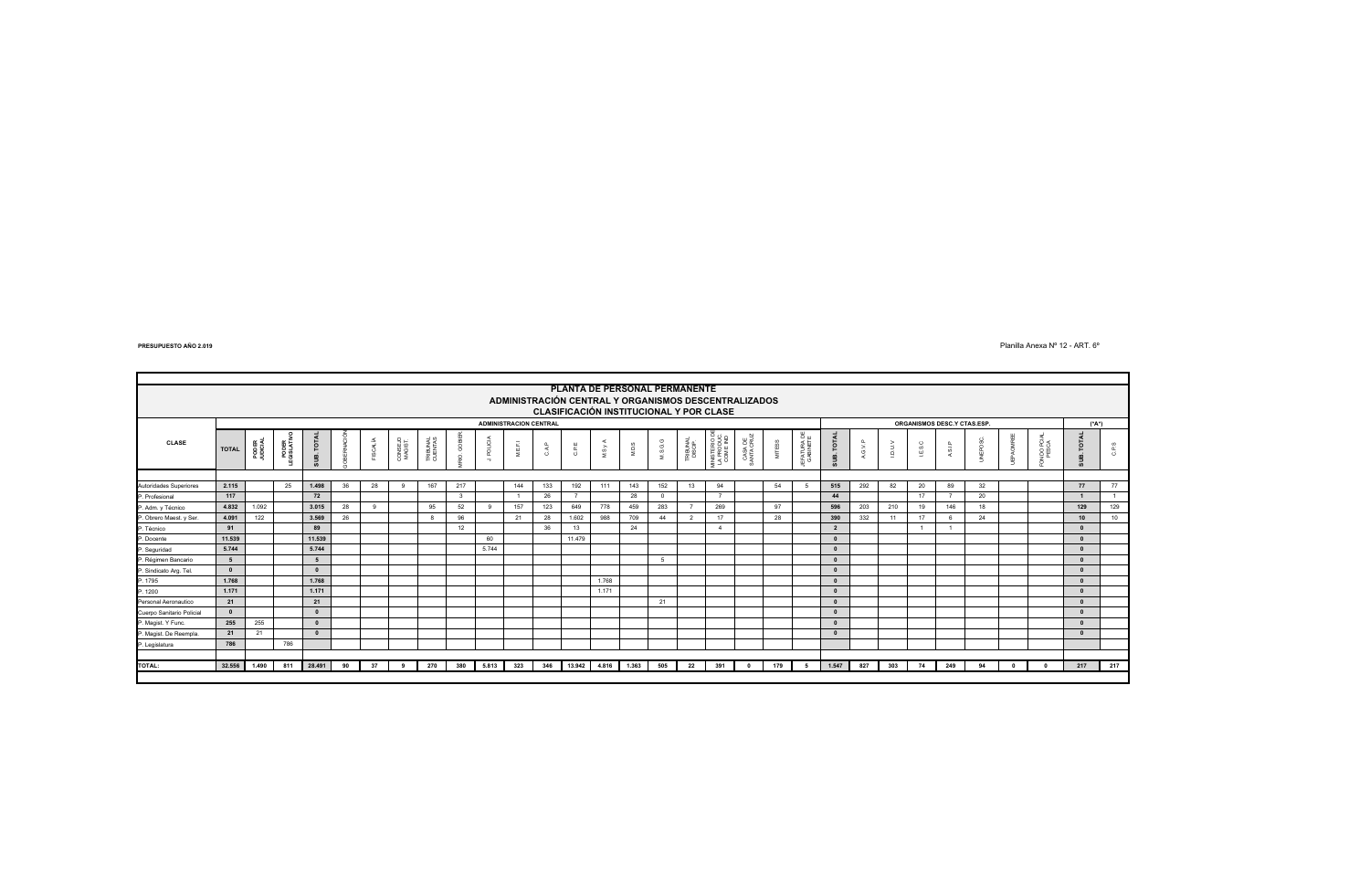PRESUPUESTO AÑO 2.019

Planilla Anexa Nº 12 - ART. 6º

## PLANTA DE PERSONAL PERMANENTE
## ADMINISTRACIÓN CENTRAL Y ORGANISMOS DESCENTRALIZADOS
## CLASIFICACIÓN INSTITUCIONAL Y POR CLASE

| | ADMINISTRACION CENTRAL | | | | | | | | | | | | | | | | | | | | | ORGANISMOS DESC.Y CTAS.ESP. | | | | | | | | ("A") | |
|---|---|---|---|---|---|---|---|---|---|---|---|---|---|---|---|---|---|---|---|---|---|---|---|---|---|---|---|---|---|---|---|
| CLASE | TOTAL | PODER JUDICIAL | PODER LEGISLATIVO | SUB. TOTAL | GOBERNACIÓN | FISCALIA | CONSEJO MAGIST. | TRIBUNAL CUENTAS | MRIO. GOBIER. | J. POLICIA | M.E.F.I | C.A.P | C.P.E | M.S y A | M.D.S | M.S.G.G | TRIBUNAL DISCIP. | MINISTERIO DE LA PRODUC. COM E IND. | CASA DE SANTA CRUZ | MITESS | JEFATURA DE GABINETE | SUB. TOTAL | A.G.V.P | I.D.U.V | I.E.S.C | A.S.I.P | UNEPOSC | UEPAOMINEE | FONDO PCIAL PESCA | SUB. TOTAL | C.P.S |
| Autoridades Superiores | 2.115 | | 25 | 1.498 | 36 | 28 | 9 | 167 | 217 | | 144 | 133 | 192 | 111 | 143 | 152 | 13 | 94 | | 54 | 5 | 515 | 292 | 82 | 20 | 89 | 32 | | | 77 | 77 |
| P. Profesional | 117 | | | 72 | | | | | 3 | | 1 | 26 | 7 | | 28 | 0 | | 7 | | | | 44 | | | 17 | 7 | 20 | | | 1 | 1 |
| P. Adm. y Técnico | 4.832 | 1.092 | | 3.015 | 28 | 9 | | 95 | 52 | 9 | 157 | 123 | 649 | 778 | 459 | 283 | 7 | 269 | | 97 | | 596 | 203 | 210 | 19 | 146 | 18 | | | 129 | 129 |
| P. Obrero Maest. y Ser. | 4.091 | 122 | | 3.569 | 26 | | | 8 | 96 | | 21 | 28 | 1.602 | 988 | 709 | 44 | 2 | 17 | | 28 | | 390 | 332 | 11 | 17 | 6 | 24 | | | 10 | 10 |
| P. Técnico | 91 | | | 89 | | | | | 12 | | | 36 | 13 | | 24 | | | 4 | | | | 2 | | | 1 | 1 | | | | 0 | |
| P. Docente | 11.539 | | | 11.539 | | | | | | 60 | | | 11.479 | | | | | | | | | 0 | | | | | | | | 0 | |
| P. Seguridad | 5.744 | | | 5.744 | | | | | | 5.744 | | | | | | | | | | | | 0 | | | | | | | | 0 | |
| P. Régimen Bancario | 5 | | | 5 | | | | | | | | | | | | 5 | | | | | | 0 | | | | | | | | 0 | |
| P. Sindicato Arg. Tel. | 0 | | | 0 | | | | | | | | | | | | | | | | | | 0 | | | | | | | | 0 | |
| P. 1795 | 1.768 | | | 1.768 | | | | | | | | | | 1.768 | | | | | | | | 0 | | | | | | | | 0 | |
| P. 1200 | 1.171 | | | 1.171 | | | | | | | | | | 1.171 | | | | | | | | 0 | | | | | | | | 0 | |
| Personal Aeronautico | 21 | | | 21 | | | | | | | | | | | | 21 | | | | | | 0 | | | | | | | | 0 | |
| Cuerpo Sanitario Policial | 0 | | | 0 | | | | | | | | | | | | | | | | | | 0 | | | | | | | | 0 | |
| P. Magist. Y Func. | 255 | 255 | | 0 | | | | | | | | | | | | | | | | | | 0 | | | | | | | | 0 | |
| P. Magist. De Reempla | 21 | 21 | | 0 | | | | | | | | | | | | | | | | | | 0 | | | | | | | | 0 | |
| P. Legislatura | 786 | | 786 | | | | | | | | | | | | | | | | | | | | | | | | | | | | |
| TOTAL: | 32.556 | 1.490 | 811 | 28.491 | 90 | 37 | 9 | 270 | 380 | 5.813 | 323 | 346 | 13.942 | 4.816 | 1.363 | 505 | 22 | 391 | 0 | 179 | 5 | 1.547 | 827 | 303 | 74 | 249 | 94 | 0 | 0 | 217 | 217 |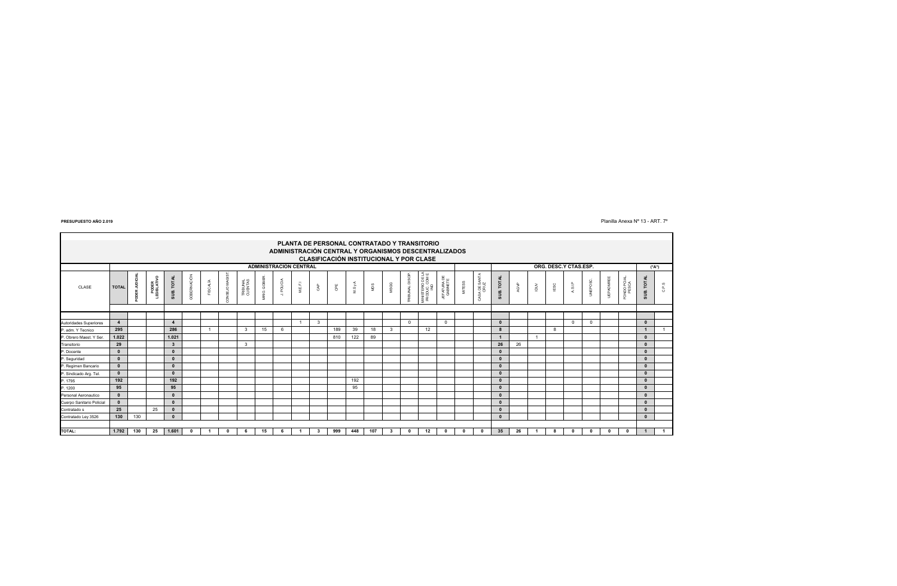**PRESUPUESTO AÑO 2.019**

Planilla Anexa Nº 13 - ART. 7º

## PLANTA DE PERSONAL CONTRATADO Y TRANSITORIO
## ADMINISTRACIÓN CENTRAL Y ORGANISMOS DESCENTRALIZADOS
### CLASIFICACIÓN INSTITUCIONAL Y POR CLASE

| | | ADMINISTRACION CENTRAL | | | | | | | | | | | | | | | | | | | | ORG. DESC.Y CTAS.ESP. | | | | | | | | ("A") | |
|---|---|---|---|---|---|---|---|---|---|---|---|---|---|---|---|---|---|---|---|---|---|---|---|---|---|---|---|---|---|---|---|
| CLASE | TOTAL | PODER JUDICIAL | PODER LEGISLATIVO | SUB. TOTAL | GOBERNACIÓN | FISCALIA | CONSEJO MAGIST | TRIBUNAL CUENTAS | MRIO. GOBIER. | J. POLICIA | M.E.F.I. | CAP | CPE | M.S y A | MDS | MSGG | TRIBUNAL DISCIP. | MINISTERIO DE LA PRODUC. COM E IND. | JEFATURA DE GABINETE | MTESS | CASA DE SANTA CRUZ | SUB. TOTAL | AGVP | IDUV | IESC | A.S.I.P | UNEPOSC. | UEPAOMREE | FONDO PCIAL PESCA | SUB. TOTAL | C.P.S |
| Autoridades Superiores | 4 | | | 4 | | | | | | | 1 | 3 | | | | | 0 | | 0 | | | 0 | | | | 0 | 0 | | | 0 | |
| P. adm. Y Tecnico | 295 | | | 286 | | 1 | | 3 | 15 | 6 | | | 189 | 39 | 18 | 3 | | 12 | | | | 8 | | | 8 | | | | | 1 | 1 |
| P. Obrero Maest. Y Ser. | 1.022 | | | 1.021 | | | | | | | | | 810 | 122 | 89 | | | | | | | 1 | | 1 | | | | | | 0 | |
| Transitorio | 29 | | | 3 | | | | 3 | | | | | | | | | | | | | | 26 | 26 | | | | | | | 0 | |
| P. Docente | 0 | | | 0 | | | | | | | | | | | | | | | | | | 0 | | | | | | | | 0 | |
| P. Seguridad | 0 | | | 0 | | | | | | | | | | | | | | | | | | 0 | | | | | | | | 0 | |
| P. Regimen Bancario | 0 | | | 0 | | | | | | | | | | | | | | | | | | 0 | | | | | | | | 0 | |
| P. Sindicado Arg. Tel. | 0 | | | 0 | | | | | | | | | | | | | | | | | | 0 | | | | | | | | 0 | |
| P. 1795 | 192 | | | 192 | | | | | | | | | | 192 | | | | | | | | 0 | | | | | | | | 0 | |
| P. 1200 | 95 | | | 95 | | | | | | | | | | 95 | | | | | | | | 0 | | | | | | | | 0 | |
| Personal Aeronautico | 0 | | | 0 | | | | | | | | | | | | | | | | | | 0 | | | | | | | | 0 | |
| Cuerpo Sanitario Policial | 0 | | | 0 | | | | | | | | | | | | | | | | | | 0 | | | | | | | | 0 | |
| Contratado s | 25 | | 25 | 0 | | | | | | | | | | | | | | | | | | 0 | | | | | | | | 0 | |
| Contratado Ley 3526 | 130 | 130 | | 0 | | | | | | | | | | | | | | | | | | 0 | | | | | | | | 0 | |
| **TOTAL:** | **1.792** | **130** | **25** | **1.601** | **0** | **1** | **0** | **6** | **15** | **6** | **1** | **3** | **999** | **448** | **107** | **3** | **0** | **12** | **0** | **0** | **0** | **35** | **26** | **1** | **8** | **0** | **0** | **0** | **0** | **1** | **1** |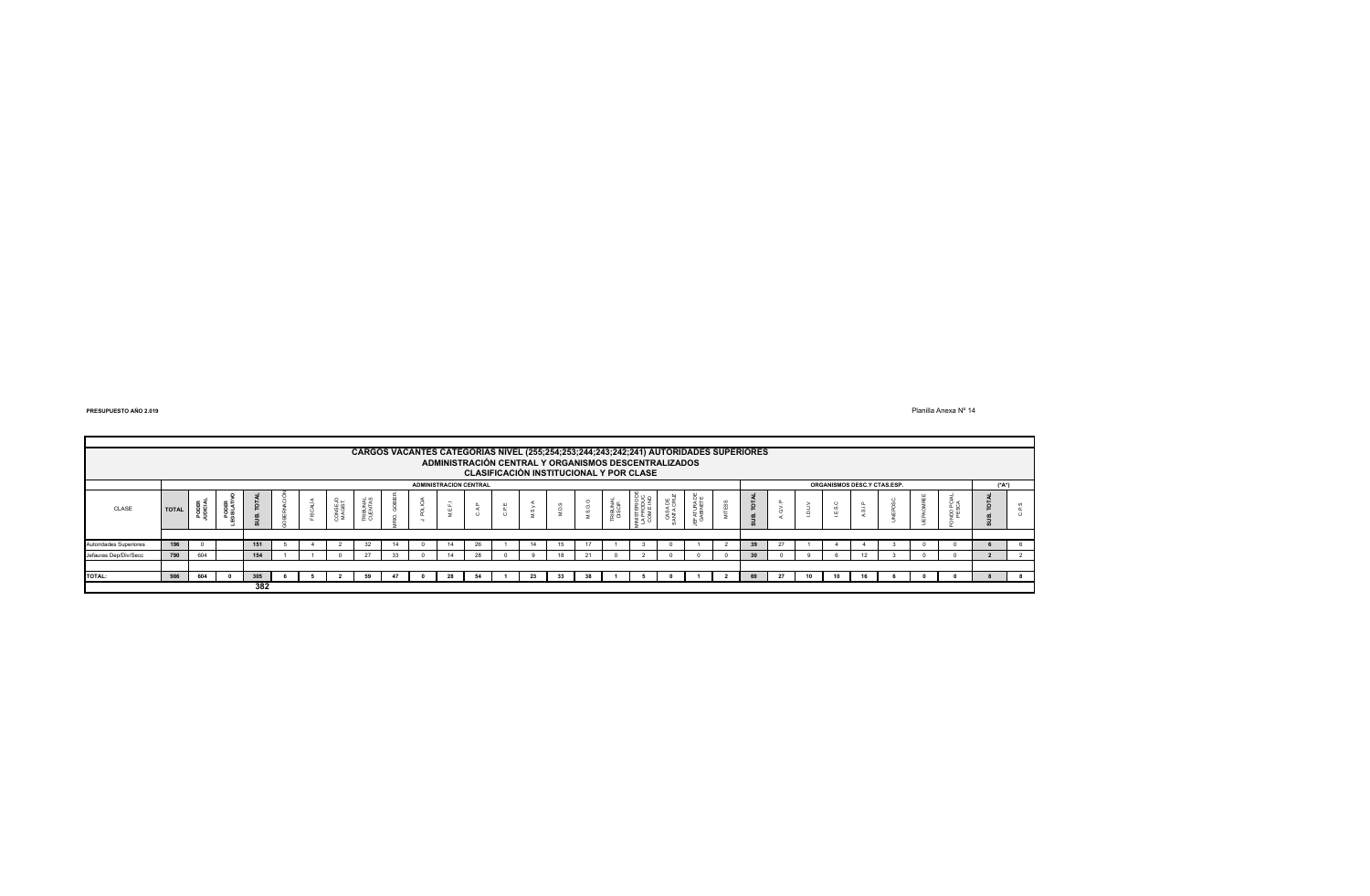PRESUPUESTO AÑO 2.019

Planilla Anexa Nº 14

## CARGOS VACANTES CATEGORIAS NIVEL (255;254;253;244;243;242;241) AUTORIDADES SUPERIORES
## ADMINISTRACIÓN CENTRAL Y ORGANISMOS DESCENTRALIZADOS
### CLASIFICACIÓN INSTITUCIONAL Y POR CLASE

| | | ADMINISTRACION CENTRAL | | | | | | | | | | | | | | | | | | | | | | | ORGANISMOS DESC.Y CTAS.ESP. | | | | | | | | | ("A") | |
|---|---|---|---|---|---|---|---|---|---|---|---|---|---|---|---|---|---|---|---|---|---|---|---|---|---|---|---|---|---|---|---|---|---|---|---|
| CLASE | TOTAL | PODER JUDICIAL | PODER LEGISLATIVO | SUB. TOTAL | GOBERNACIÓN | FISCALIA | CONSEJO MAGIST. | TRIBUNAL CUENTAS | MRIO. GOBIER. | J. POLICIA | M.E.F.I. | C.A.P. | C.P.E. | M.S.y A. | M.D.S | M.S.G.G. | TRIBUNAL DISCIP. | MINISTERIO DE LA PRODUC COM E IND | CAJA DE SANTA CRUZ | JEFATURA DE GABINETE | MITESS | SUB. TOTAL | A.G.V.P. | I.D.U.V. | I.E.S.C. | A.S.I.P. | UNEPOSC | UEPAONIREE | FONDO PCIAL. PESCA | SUB. TOTAL | C.P.S |
| Autoridades Superiores | 196 | 0 | | 151 | 5 | 4 | 2 | 32 | 14 | 0 | 14 | 26 | 1 | 14 | 15 | 17 | 1 | 3 | 0 | 1 | 2 | 39 | 27 | 1 | 4 | 4 | 3 | 0 | 0 | 6 | 6 |
| Jefaures Dep/Div/Secc | 790 | 604 | | 154 | 1 | 1 | 0 | 27 | 33 | 0 | 14 | 28 | 0 | 9 | 18 | 21 | 0 | 2 | 0 | 0 | 0 | 30 | 0 | 9 | 6 | 12 | 3 | 0 | 0 | 2 | 2 |
| TOTAL: | 986 | 604 | 0 | 305 | 6 | 5 | 2 | 59 | 47 | 0 | 28 | 54 | 1 | 23 | 33 | 38 | 1 | 5 | 0 | 1 | 2 | 69 | 27 | 10 | 10 | 16 | 6 | 0 | 0 | 8 | 8 |
| | | | | 382 | | | | | | | | | | | | | | | | | | | | | | | | | | | |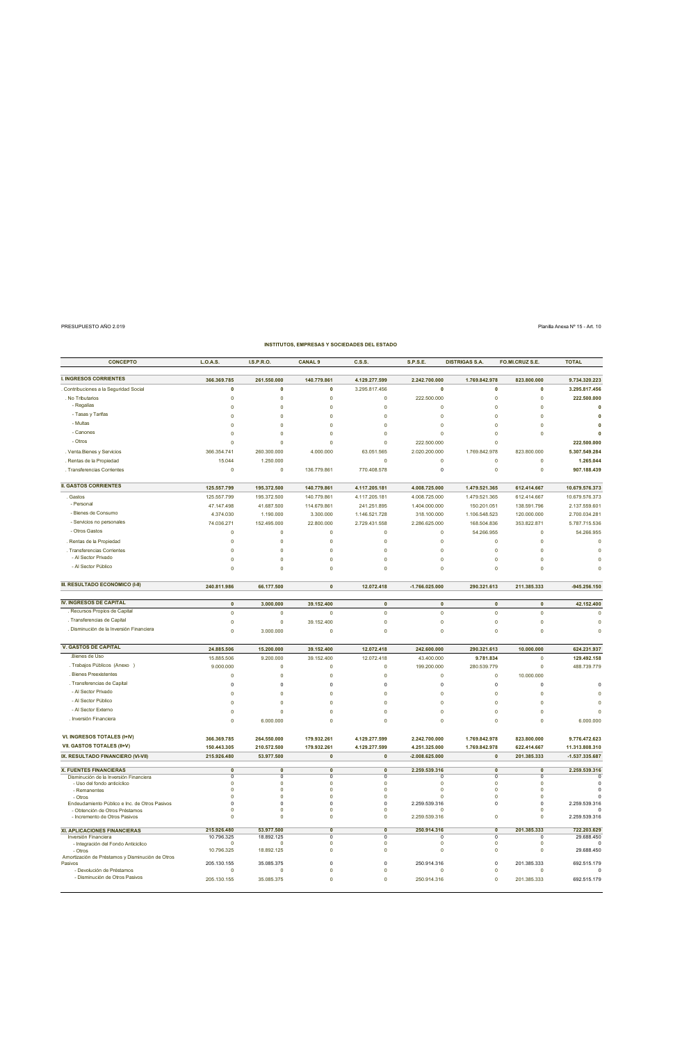PRESUPUESTO AÑO 2.019

Planilla Anexo Nº 15 - Art. 10

## INSTITUTOS, EMPRESAS Y SOCIEDADES DEL ESTADO

| CONCEPTO | L.O.A.S. | I.S.P.R.O. | CANAL 9 | C.S.S. | S.P.S.E. | DISTRIGAS S.A. | FO.MI.CRUZ S.E. | TOTAL |
|---|---|---|---|---|---|---|---|---|
| **I. INGRESOS CORRIENTES** | **366.369.785** | **261.550.000** | **140.779.861** | **4.129.277.599** | **2.242.700.000** | **1.769.842.978** | **823.800.000** | **9.734.320.223** |
| . Contribuciones a la Seguridad Social | 0 | 0 | 0 | 3.295.817.456 | 0 | 0 | 0 | 3.295.817.456 |
| . No Tributarios | 0 | 0 | 0 | 0 | 222.500.000 | 0 | 0 | 222.500.000 |
| - Regalías | 0 | 0 | 0 | 0 | 0 | 0 | 0 | 0 |
| - Tasas y Tarifas | 0 | 0 | 0 | 0 | 0 | 0 | 0 | 0 |
| - Multas | 0 | 0 | 0 | 0 | 0 | 0 | 0 | 0 |
| - Canones | 0 | 0 | 0 | 0 | 0 | 0 | 0 | 0 |
| - Otros | 0 | 0 | 0 | 0 | 222.500.000 | 0 | | 222.500.000 |
| . Venta Bienes y Servicios | 366.354.741 | 260.300.000 | 4.000.000 | 63.051.565 | 2.020.200.000 | 1.769.842.978 | 823.800.000 | 5.307.549.284 |
| . Rentas de la Propiedad | 15.044 | 1.250.000 | | 0 | 0 | 0 | 0 | 1.265.044 |
| . Transferencias Corrientes | 0 | 0 | 136.779.861 | 770.408.578 | 0 | 0 | 0 | 907.188.439 |
| **II. GASTOS CORRIENTES** | **125.557.799** | **195.372.500** | **140.779.861** | **4.117.205.181** | **4.008.725.000** | **1.479.521.365** | **612.414.667** | **10.679.576.373** |
| . Gastos | 125.557.799 | 195.372.500 | 140.779.861 | 4.117.205.181 | 4.008.725.000 | 1.479.521.365 | 612.414.667 | 10.679.576.373 |
| - Personal | 47.147.498 | 41.687.500 | 114.679.861 | 241.251.895 | 1.404.000.000 | 150.201.051 | 138.591.796 | 2.137.559.601 |
| - Bienes de Consumo | 4.374.030 | 1.190.000 | 3.300.000 | 1.146.521.728 | 318.100.000 | 1.106.548.523 | 120.000.000 | 2.700.034.281 |
| - Servicios no personales | 74.036.271 | 152.495.000 | 22.800.000 | 2.729.431.558 | 2.286.625.000 | 168.504.836 | 353.822.871 | 5.787.715.536 |
| - Otros Gastos | 0 | 0 | 0 | 0 | 0 | 54.266.955 | 0 | 54.266.955 |
| . Rentas de la Propiedad | 0 | 0 | 0 | 0 | 0 | 0 | 0 | 0 |
| . Transferencias Corrientes | 0 | 0 | 0 | 0 | 0 | 0 | 0 | 0 |
| - Al Sector Privado | 0 | 0 | 0 | 0 | 0 | 0 | 0 | 0 |
| - Al Sector Público | 0 | 0 | 0 | 0 | 0 | 0 | 0 | 0 |
| **III. RESULTADO ECONOMICO (I-II)** | **240.811.986** | **66.177.500** | **0** | **12.072.418** | **-1.766.025.000** | **290.321.613** | **211.385.333** | **-945.256.150** |
| **IV. INGRESOS DE CAPITAL** | **0** | **3.000.000** | **39.152.400** | **0** | **0** | **0** | **0** | **42.152.400** |
| . Recursos Propios de Capital | 0 | 0 | 0 | 0 | 0 | 0 | 0 | 0 |
| . Transferencias de Capital | 0 | 0 | 39.152.400 | 0 | 0 | 0 | 0 | 0 |
| . Disminución de la Inversión Financiera | 0 | 3.000.000 | 0 | 0 | 0 | 0 | 0 | 0 |
| **V. GASTOS DE CAPITAL** | **24.885.506** | **15.200.000** | **39.152.400** | **12.072.418** | **242.600.000** | **290.321.613** | **10.000.000** | **624.231.937** |
| .Bienes de Uso | 15.885.506 | 9.200.000 | 39.152.400 | 12.072.418 | 43.400.000 | 9.781.834 | 0 | 129.492.158 |
| . Trabajos Públicos (Anexo ) | 9.000.000 | 0 | 0 | 0 | 199.200.000 | 280.539.779 | 0 | 488.739.779 |
| . Bienes Preexistentes | 0 | 0 | 0 | 0 | 0 | 0 | 10.000.000 | |
| . Transferencias de Capital | 0 | 0 | 0 | 0 | 0 | 0 | 0 | 0 |
| - Al Sector Privado | 0 | 0 | 0 | 0 | 0 | 0 | 0 | 0 |
| - Al Sector Público | 0 | 0 | 0 | 0 | 0 | 0 | 0 | 0 |
| - Al Sector Externo | 0 | 0 | 0 | 0 | 0 | 0 | 0 | 0 |
| . Inversión Financiera | 0 | 6.000.000 | 0 | 0 | 0 | 0 | 0 | 6.000.000 |
| **VI. INGRESOS TOTALES (I+IV)** | **366.369.785** | **264.550.000** | **179.932.261** | **4.129.277.599** | **2.242.700.000** | **1.769.842.978** | **823.800.000** | **9.776.472.623** |
| **VII. GASTOS TOTALES (II+V)** | **150.443.305** | **210.572.500** | **179.932.261** | **4.129.277.599** | **4.251.325.000** | **1.769.842.978** | **622.414.667** | **11.313.808.310** |
| **IX. RESULTADO FINANCIERO (VI-VII)** | **215.926.480** | **53.977.500** | **0** | **0** | **-2.008.625.000** | **0** | **201.385.333** | **-1.537.335.687** |
| **X. FUENTES FINANCIERAS** | **0** | **0** | **0** | **0** | **2.259.539.316** | **0** | **0** | **2.259.539.316** |
| Disminución de la Inversión Financiera | 0 | 0 | 0 | 0 | 0 | 0 | 0 | 0 |
| - Uso del fondo anticíclico | 0 | 0 | 0 | 0 | 0 | 0 | 0 | 0 |
| - Remanentes | 0 | 0 | 0 | 0 | 0 | 0 | 0 | 0 |
| - Otros | 0 | 0 | 0 | 0 | 0 | 0 | 0 | 0 |
| Endeudamiento Público e Inc. de Otros Pasivos | 0 | 0 | 0 | 0 | 2.259.539.316 | 0 | 0 | 2.259.539.316 |
| - Obtención de Otros Préstamos | 0 | 0 | 0 | 0 | 0 | | 0 | 0 |
| - Incremento de Otros Pasivos | 0 | 0 | 0 | 0 | 2.259.539.316 | 0 | 0 | 2.259.539.316 |
| **XI. APLICACIONES FINANCIERAS** | **215.926.480** | **53.977.500** | **0** | **0** | **250.914.316** | **0** | **201.385.333** | **722.203.629** |
| Inversión Financiera | 10.796.325 | 18.892.125 | 0 | 0 | 0 | 0 | 0 | 29.688.450 |
| - Integración del Fondo Anticíclico | 0 | 0 | 0 | 0 | 0 | 0 | 0 | 0 |
| - Otros | 10.796.325 | 18.892.125 | 0 | 0 | 0 | 0 | 0 | 29.688.450 |
| Amortización de Préstamos y Disminución de Otros Pasivos | 205.130.155 | 35.085.375 | 0 | 0 | 250.914.316 | 0 | 201.385.333 | 692.515.179 |
| - Devolución de Préstamos | 0 | 0 | 0 | 0 | 0 | 0 | 0 | 0 |
| - Disminución de Otros Pasivos | 205.130.155 | 35.085.375 | 0 | 0 | 250.914.316 | 0 | 201.385.333 | 692.515.179 |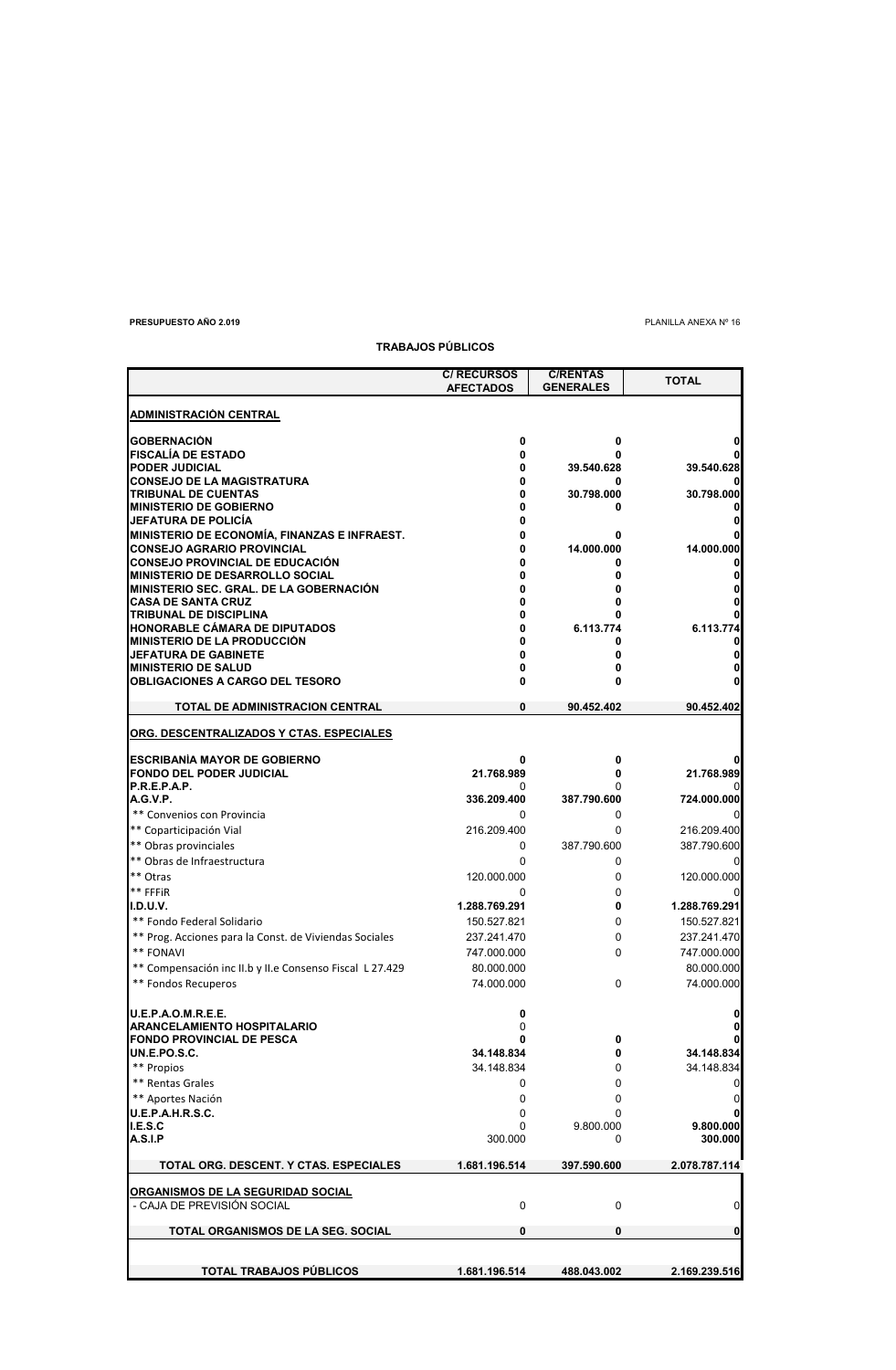**PRESUPUESTO AÑO 2.019** PLANILLA ANEXA Nº 16

## TRABAJOS PÚBLICOS

| | C/ RECURSOS AFECTADOS | C/RENTAS GENERALES | TOTAL |
|---|---|---|---|
| **ADMINISTRACIÓN CENTRAL** | | | |
| **GOBERNACIÓN** | 0 | 0 | 0 |
| **FISCALÍA DE ESTADO** | 0 | 0 | 0 |
| **PODER JUDICIAL** | 0 | 39.540.628 | 39.540.628 |
| **CONSEJO DE LA MAGISTRATURA** | 0 | 0 | 0 |
| **TRIBUNAL DE CUENTAS** | 0 | 30.798.000 | 30.798.000 |
| **MINISTERIO DE GOBIERNO** | 0 | 0 | 0 |
| **JEFATURA DE POLICÍA** | 0 | | 0 |
| **MINISTERIO DE ECONOMÍA, FINANZAS E INFRAEST.** | 0 | 0 | 0 |
| **CONSEJO AGRARIO PROVINCIAL** | 0 | 14.000.000 | 14.000.000 |
| **CONSEJO PROVINCIAL DE EDUCACIÓN** | 0 | 0 | 0 |
| **MINISTERIO DE DESARROLLO SOCIAL** | 0 | 0 | 0 |
| **MINISTERIO SEC. GRAL. DE LA GOBERNACIÓN** | 0 | 0 | 0 |
| **CASA DE SANTA CRUZ** | 0 | 0 | 0 |
| **TRIBUNAL DE DISCIPLINA** | 0 | 0 | 0 |
| **HONORABLE CÁMARA DE DIPUTADOS** | 0 | 6.113.774 | 6.113.774 |
| **MINISTERIO DE LA PRODUCCIÓN** | 0 | 0 | 0 |
| **JEFATURA DE GABINETE** | 0 | 0 | 0 |
| **MINISTERIO DE SALUD** | 0 | 0 | 0 |
| **OBLIGACIONES A CARGO DEL TESORO** | 0 | 0 | 0 |
| **TOTAL DE ADMINISTRACION CENTRAL** | **0** | **90.452.402** | **90.452.402** |
| **ORG. DESCENTRALIZADOS Y CTAS. ESPECIALES** | | | |
| **ESCRIBANÍA MAYOR DE GOBIERNO** | 0 | 0 | 0 |
| **FONDO DEL PODER JUDICIAL** | 21.768.989 | 0 | 21.768.989 |
| **P.R.E.P.A.P.** | 0 | 0 | 0 |
| **A.G.V.P.** | 336.209.400 | 387.790.600 | 724.000.000 |
| ** Convenios con Provincia | 0 | 0 | 0 |
| ** Coparticipación Vial | 216.209.400 | 0 | 216.209.400 |
| ** Obras provinciales | 0 | 387.790.600 | 387.790.600 |
| ** Obras de Infraestructura | 0 | 0 | 0 |
| ** Otras | 120.000.000 | 0 | 120.000.000 |
| ** FFFiR | 0 | 0 | 0 |
| **I.D.U.V.** | 1.288.769.291 | 0 | 1.288.769.291 |
| ** Fondo Federal Solidario | 150.527.821 | 0 | 150.527.821 |
| ** Prog. Acciones para la Const. de Viviendas Sociales | 237.241.470 | 0 | 237.241.470 |
| ** FONAVI | 747.000.000 | 0 | 747.000.000 |
| ** Compensación inc II.b y II.e Consenso Fiscal L 27.429 | 80.000.000 | | 80.000.000 |
| ** Fondos Recuperos | 74.000.000 | 0 | 74.000.000 |
| **U.E.P.A.O.M.R.E.E.** | 0 | | 0 |
| **ARANCELAMIENTO HOSPITALARIO** | 0 | | 0 |
| **FONDO PROVINCIAL DE PESCA** | 0 | 0 | 0 |
| **UN.E.PO.S.C.** | 34.148.834 | 0 | 34.148.834 |
| ** Propios | 34.148.834 | 0 | 34.148.834 |
| ** Rentas Grales | 0 | 0 | 0 |
| ** Aportes Nación | 0 | 0 | 0 |
| **U.E.P.A.H.R.S.C.** | 0 | 0 | 0 |
| **I.E.S.C** | 0 | 9.800.000 | 9.800.000 |
| **A.S.I.P** | 300.000 | 0 | 300.000 |
| **TOTAL ORG. DESCENT. Y CTAS. ESPECIALES** | **1.681.196.514** | **397.590.600** | **2.078.787.114** |
| **ORGANISMOS DE LA SEGURIDAD SOCIAL** | | | |
| - CAJA DE PREVISIÓN SOCIAL | 0 | 0 | 0 |
| **TOTAL ORGANISMOS DE LA SEG. SOCIAL** | **0** | **0** | **0** |
| **TOTAL TRABAJOS PÚBLICOS** | **1.681.196.514** | **488.043.002** | **2.169.239.516** |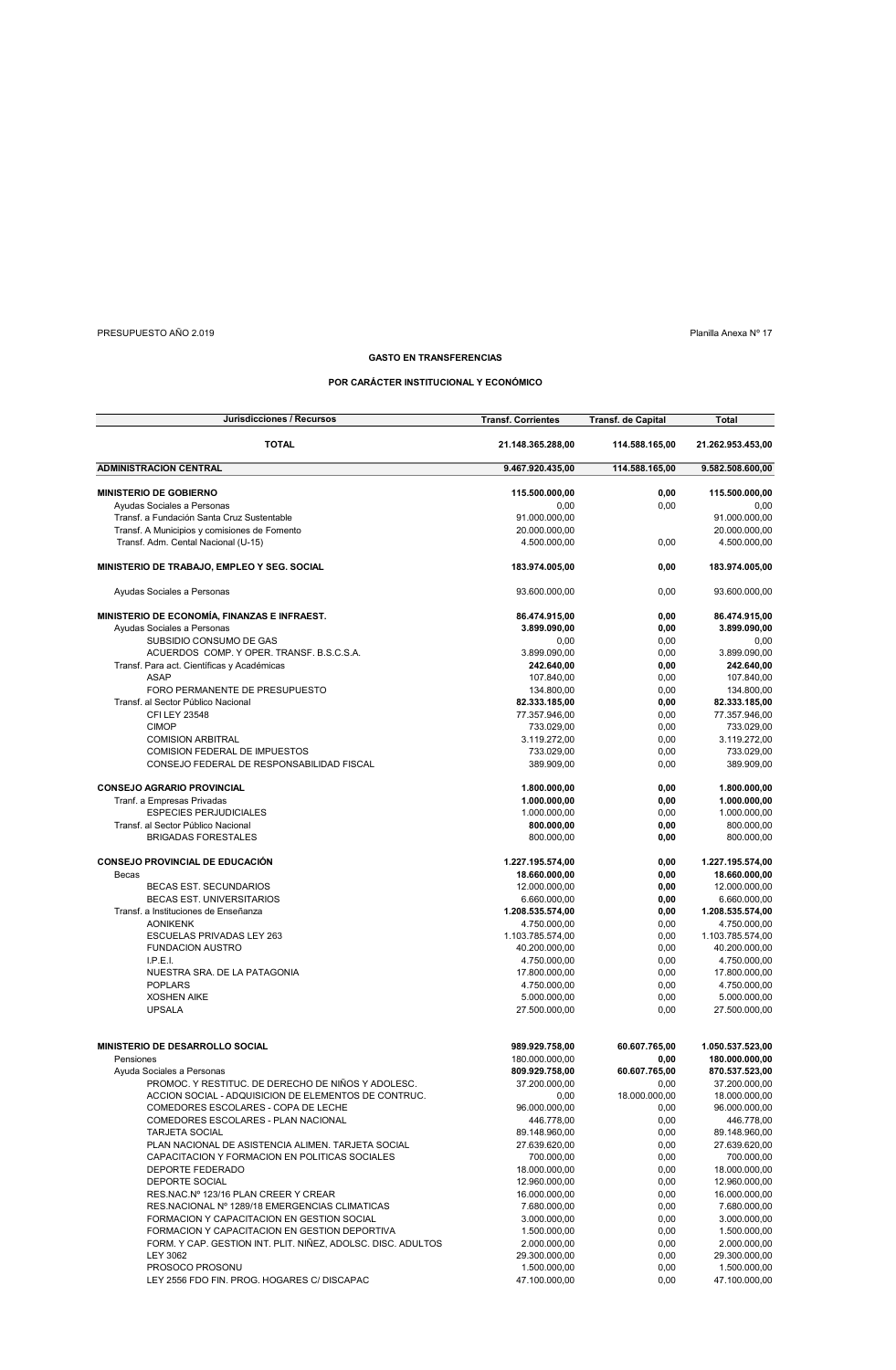PRESUPUESTO AÑO 2.019 | Planilla Anexa Nº 17

### GASTO EN TRANSFERENCIAS

### POR CARÁCTER INSTITUCIONAL Y ECONÓMICO

| Jurisdicciones / Recursos | Transf. Corrientes | Transf. de Capital | Total |
|---|---|---|---|
| **TOTAL** | **21.148.365.288,00** | **114.588.165,00** | **21.262.953.453,00** |
| **ADMINISTRACION CENTRAL** | **9.467.920.435,00** | **114.588.165,00** | **9.582.508.600,00** |
| **MINISTERIO DE GOBIERNO** | **115.500.000,00** | **0,00** | **115.500.000,00** |
| Ayudas Sociales a Personas | 0,00 | 0,00 | 0,00 |
| Transf. a Fundación Santa Cruz Sustentable | 91.000.000,00 | | 91.000.000,00 |
| Transf. A Municipios y comisiones de Fomento | 20.000.000,00 | | 20.000.000,00 |
| Transf. Adm. Cental Nacional (U-15) | 4.500.000,00 | 0,00 | 4.500.000,00 |
| **MINISTERIO DE TRABAJO, EMPLEO Y SEG. SOCIAL** | **183.974.005,00** | **0,00** | **183.974.005,00** |
| Ayudas Sociales a Personas | 93.600.000,00 | 0,00 | 93.600.000,00 |
| **MINISTERIO DE ECONOMÍA, FINANZAS E INFRAEST.** | **86.474.915,00** | **0,00** | **86.474.915,00** |
| Ayudas Sociales a Personas | **3.899.090,00** | **0,00** | **3.899.090,00** |
| SUBSIDIO CONSUMO DE GAS | 0,00 | 0,00 | 0,00 |
| ACUERDOS COMP. Y OPER. TRANSF. B.S.C.S.A. | 3.899.090,00 | 0,00 | 3.899.090,00 |
| Transf. Para act. Científicas y Académicas | **242.640,00** | **0,00** | **242.640,00** |
| ASAP | 107.840,00 | 0,00 | 107.840,00 |
| FORO PERMANENTE DE PRESUPUESTO | 134.800,00 | 0,00 | 134.800,00 |
| Transf. al Sector Público Nacional | **82.333.185,00** | **0,00** | **82.333.185,00** |
| CFI LEY 23548 | 77.357.946,00 | 0,00 | 77.357.946,00 |
| CIMOP | 733.029,00 | 0,00 | 733.029,00 |
| COMISION ARBITRAL | 3.119.272,00 | 0,00 | 3.119.272,00 |
| COMISION FEDERAL DE IMPUESTOS | 733.029,00 | 0,00 | 733.029,00 |
| CONSEJO FEDERAL DE RESPONSABILIDAD FISCAL | 389.909,00 | 0,00 | 389.909,00 |
| **CONSEJO AGRARIO PROVINCIAL** | **1.800.000,00** | **0,00** | **1.800.000,00** |
| Tranf. a Empresas Privadas | **1.000.000,00** | **0,00** | **1.000.000,00** |
| ESPECIES PERJUDICIALES | 1.000.000,00 | 0,00 | 1.000.000,00 |
| Transf. al Sector Público Nacional | **800.000,00** | **0,00** | 800.000,00 |
| BRIGADAS FORESTALES | 800.000,00 | **0,00** | 800.000,00 |
| **CONSEJO PROVINCIAL DE EDUCACIÓN** | **1.227.195.574,00** | **0,00** | **1.227.195.574,00** |
| Becas | **18.660.000,00** | **0,00** | **18.660.000,00** |
| BECAS EST. SECUNDARIOS | 12.000.000,00 | **0,00** | 12.000.000,00 |
| BECAS EST. UNIVERSITARIOS | 6.660.000,00 | **0,00** | 6.660.000,00 |
| Transf. a Instituciones de Enseñanza | **1.208.535.574,00** | **0,00** | **1.208.535.574,00** |
| AONIKENK | 4.750.000,00 | 0,00 | 4.750.000,00 |
| ESCUELAS PRIVADAS LEY 263 | 1.103.785.574,00 | 0,00 | 1.103.785.574,00 |
| FUNDACION AUSTRO | 40.200.000,00 | 0,00 | 40.200.000,00 |
| I.P.E.I. | 4.750.000,00 | 0,00 | 4.750.000,00 |
| NUESTRA SRA. DE LA PATAGONIA | 17.800.000,00 | 0,00 | 17.800.000,00 |
| POPLARS | 4.750.000,00 | 0,00 | 4.750.000,00 |
| XOSHEN AIKE | 5.000.000,00 | 0,00 | 5.000.000,00 |
| UPSALA | 27.500.000,00 | 0,00 | 27.500.000,00 |
| **MINISTERIO DE DESARROLLO SOCIAL** | **989.929.758,00** | **60.607.765,00** | **1.050.537.523,00** |
| Pensiones | **180.000.000,00** | **0,00** | **180.000.000,00** |
| Ayuda Sociales a Personas | **809.929.758,00** | **60.607.765,00** | **870.537.523,00** |
| PROMOC. Y RESTITUC. DE DERECHO DE NIÑOS Y ADOLESC. | 37.200.000,00 | 0,00 | 37.200.000,00 |
| ACCION SOCIAL - ADQUISICION DE ELEMENTOS DE CONTRUC. | 0,00 | 18.000.000,00 | 18.000.000,00 |
| COMEDORES ESCOLARES - COPA DE LECHE | 96.000.000,00 | 0,00 | 96.000.000,00 |
| COMEDORES ESCOLARES - PLAN NACIONAL | 446.778,00 | 0,00 | 446.778,00 |
| TARJETA SOCIAL | 89.148.960,00 | 0,00 | 89.148.960,00 |
| PLAN NACIONAL DE ASISTENCIA ALIMEN. TARJETA SOCIAL | 27.639.620,00 | 0,00 | 27.639.620,00 |
| CAPACITACION Y FORMACION EN POLITICAS SOCIALES | 700.000,00 | 0,00 | 700.000,00 |
| DEPORTE FEDERADO | 18.000.000,00 | 0,00 | 18.000.000,00 |
| DEPORTE SOCIAL | 12.960.000,00 | 0,00 | 12.960.000,00 |
| RES.NAC.Nº 123/16 PLAN CREER Y CREAR | 16.000.000,00 | 0,00 | 16.000.000,00 |
| RES.NACIONAL Nº 1289/18 EMERGENCIAS CLIMATICAS | 7.680.000,00 | 0,00 | 7.680.000,00 |
| FORMACION Y CAPACITACION EN GESTION SOCIAL | 3.000.000,00 | 0,00 | 3.000.000,00 |
| FORMACION Y CAPACITACION EN GESTION DEPORTIVA | 1.500.000,00 | 0,00 | 1.500.000,00 |
| FORM. Y CAP. GESTION INT. PLIT. NIÑEZ, ADOLSC. DISC. ADULTOS | 2.000.000,00 | 0,00 | 2.000.000,00 |
| LEY 3062 | 29.300.000,00 | 0,00 | 29.300.000,00 |
| PROSOCO PROSONU | 1.500.000,00 | 0,00 | 1.500.000,00 |
| LEY 2556 FDO FIN. PROG. HOGARES C/ DISCAPAC | 47.100.000,00 | 0,00 | 47.100.000,00 |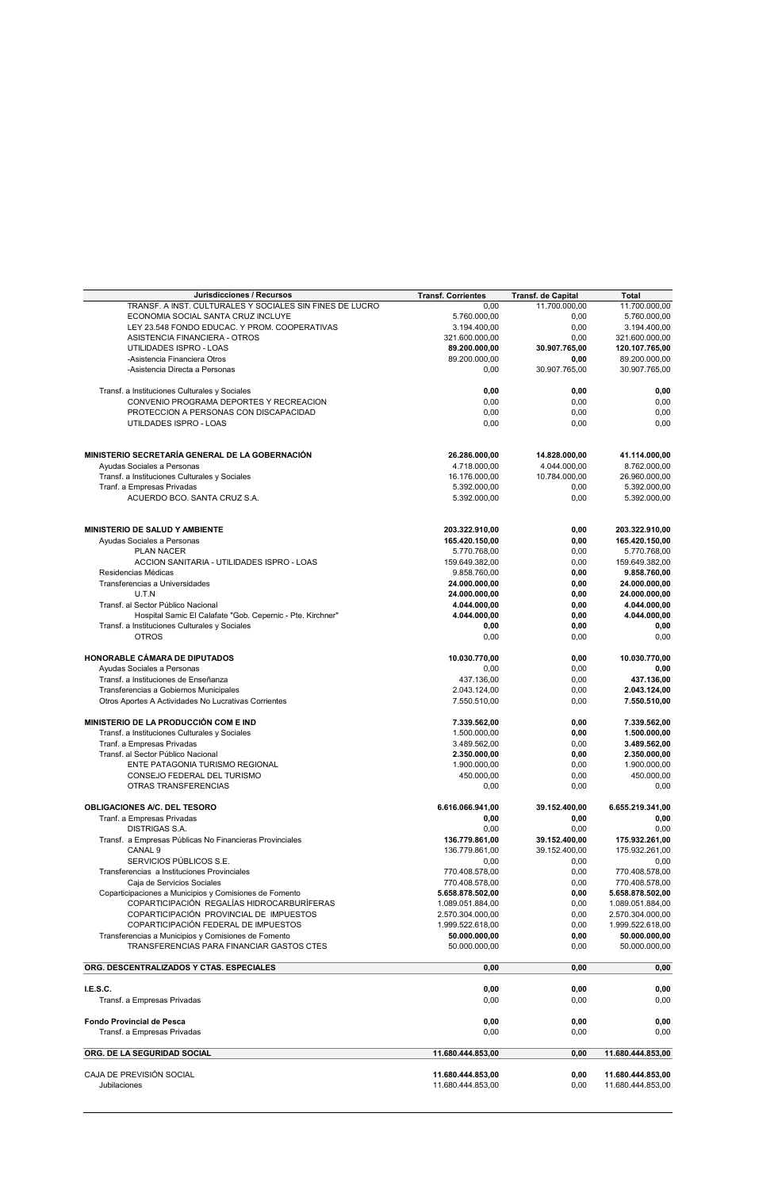| Jurisdicciones / Recursos | Transf. Corrientes | Transf. de Capital | Total |
|---|---|---|---|
| TRANSF. A INST. CULTURALES Y SOCIALES SIN FINES DE LUCRO | 0,00 | 11.700.000,00 | 11.700.000,00 |
| ECONOMIA SOCIAL SANTA CRUZ INCLUYE | 5.760.000,00 | 0,00 | 5.760.000,00 |
| LEY 23.548 FONDO EDUCAC. Y PROM. COOPERATIVAS | 3.194.400,00 | 0,00 | 3.194.400,00 |
| ASISTENCIA FINANCIERA - OTROS | 321.600.000,00 | 0,00 | 321.600.000,00 |
| UTILIDADES ISPRO - LOAS | **89.200.000,00** | **30.907.765,00** | **120.107.765,00** |
| -Asistencia Financiera Otros | 89.200.000,00 | **0,00** | 89.200.000,00 |
| -Asistencia Directa a Personas | 0,00 | 30.907.765,00 | 30.907.765,00 |
| | | | |
| Transf. a Instituciones Culturales y Sociales | **0,00** | **0,00** | **0,00** |
| CONVENIO PROGRAMA DEPORTES Y RECREACION | 0,00 | 0,00 | 0,00 |
| PROTECCION A PERSONAS CON DISCAPACIDAD | 0,00 | 0,00 | 0,00 |
| UTILDADES ISPRO - LOAS | 0,00 | 0,00 | 0,00 |
| | | | |
| **MINISTERIO SECRETARÍA GENERAL DE LA GOBERNACIÓN** | **26.286.000,00** | **14.828.000,00** | **41.114.000,00** |
| Ayudas Sociales a Personas | 4.718.000,00 | 4.044.000,00 | 8.762.000,00 |
| Transf. a Instituciones Culturales y Sociales | 16.176.000,00 | 10.784.000,00 | 26.960.000,00 |
| Tranf. a Empresas Privadas | 5.392.000,00 | 0,00 | 5.392.000,00 |
| ACUERDO BCO. SANTA CRUZ S.A. | 5.392.000,00 | 0,00 | 5.392.000,00 |
| | | | |
| **MINISTERIO DE SALUD Y AMBIENTE** | **203.322.910,00** | **0,00** | **203.322.910,00** |
| Ayudas Sociales a Personas | **165.420.150,00** | **0,00** | **165.420.150,00** |
| PLAN NACER | 5.770.768,00 | 0,00 | 5.770.768,00 |
| ACCION SANITARIA - UTILIDADES ISPRO - LOAS | 159.649.382,00 | 0,00 | 159.649.382,00 |
| Residencias Médicas | 9.858.760,00 | **0,00** | **9.858.760,00** |
| Transferencias a Universidades | **24.000.000,00** | **0,00** | **24.000.000,00** |
| U.T.N | **24.000.000,00** | **0,00** | **24.000.000,00** |
| Transf. al Sector Público Nacional | **4.044.000,00** | **0,00** | **4.044.000,00** |
| Hospital Samic El Calafate "Gob. Cepernic - Pte. Kirchner" | **4.044.000,00** | **0,00** | **4.044.000,00** |
| Transf. a Instituciones Culturales y Sociales | **0,00** | **0,00** | **0,00** |
| OTROS | 0,00 | 0,00 | 0,00 |
| | | | |
| **HONORABLE CÁMARA DE DIPUTADOS** | **10.030.770,00** | **0,00** | **10.030.770,00** |
| Ayudas Sociales a Personas | 0,00 | 0,00 | **0,00** |
| Transf. a Instituciones de Enseñanza | 437.136,00 | 0,00 | **437.136,00** |
| Transferencias a Gobiernos Municipales | 2.043.124,00 | 0,00 | **2.043.124,00** |
| Otros Aportes A Actividades No Lucrativas Corrientes | 7.550.510,00 | 0,00 | **7.550.510,00** |
| | | | |
| **MINISTERIO DE LA PRODUCCIÓN COM E IND** | **7.339.562,00** | **0,00** | **7.339.562,00** |
| Transf. a Instituciones Culturales y Sociales | 1.500.000,00 | **0,00** | **1.500.000,00** |
| Tranf. a Empresas Privadas | 3.489.562,00 | **0,00** | **3.489.562,00** |
| Transf. al Sector Público Nacional | **2.350.000,00** | **0,00** | **2.350.000,00** |
| ENTE PATAGONIA TURISMO REGIONAL | 1.900.000,00 | 0,00 | 1.900.000,00 |
| CONSEJO FEDERAL DEL TURISMO | 450.000,00 | 0,00 | 450.000,00 |
| OTRAS TRANSFERENCIAS | 0,00 | 0,00 | 0,00 |
| | | | |
| **OBLIGACIONES A/C. DEL TESORO** | **6.616.066.941,00** | **39.152.400,00** | **6.655.219.341,00** |
| Tranf. a Empresas Privadas | **0,00** | **0,00** | **0,00** |
| DISTRIGAS S.A. | 0,00 | 0,00 | 0,00 |
| Transf. a Empresas Públicas No Financieras Provinciales | **136.779.861,00** | **39.152.400,00** | **175.932.261,00** |
| CANAL 9 | 136.779.861,00 | 39.152.400,00 | 175.932.261,00 |
| SERVICIOS PÚBLICOS S.E. | 0,00 | 0,00 | 0,00 |
| Transferencias a Instituciones Provinciales | 770.408.578,00 | 0,00 | 770.408.578,00 |
| Caja de Servicios Sociales | 770.408.578,00 | 0,00 | 770.408.578,00 |
| Coparticipaciones a Municipios y Comisiones de Fomento | **5.658.878.502,00** | **0,00** | **5.658.878.502,00** |
| COPARTICIPACIÓN REGALÍAS HIDROCARBURÍFERAS | 1.089.051.884,00 | 0,00 | 1.089.051.884,00 |
| COPARTICIPACIÓN PROVINCIAL DE IMPUESTOS | 2.570.304.000,00 | 0,00 | 2.570.304.000,00 |
| COPARTICIPACIÓN FEDERAL DE IMPUESTOS | 1.999.522.618,00 | 0,00 | 1.999.522.618,00 |
| Transferencias a Municipios y Comisiones de Fomento | **50.000.000,00** | **0,00** | **50.000.000,00** |
| TRANSFERENCIAS PARA FINANCIAR GASTOS CTES | 50.000.000,00 | 0,00 | 50.000.000,00 |
| | | | |
| **ORG. DESCENTRALIZADOS Y CTAS. ESPECIALES** | **0,00** | **0,00** | **0,00** |
| | | | |
| **I.E.S.C.** | **0,00** | **0,00** | **0,00** |
| Transf. a Empresas Privadas | 0,00 | 0,00 | 0,00 |
| | | | |
| **Fondo Provincial de Pesca** | **0,00** | **0,00** | **0,00** |
| Transf. a Empresas Privadas | 0,00 | 0,00 | 0,00 |
| | | | |
| **ORG. DE LA SEGURIDAD SOCIAL** | **11.680.444.853,00** | **0,00** | **11.680.444.853,00** |
| | | | |
| CAJA DE PREVISIÓN SOCIAL | **11.680.444.853,00** | **0,00** | **11.680.444.853,00** |
| Jubilaciones | 11.680.444.853,00 | 0,00 | 11.680.444.853,00 |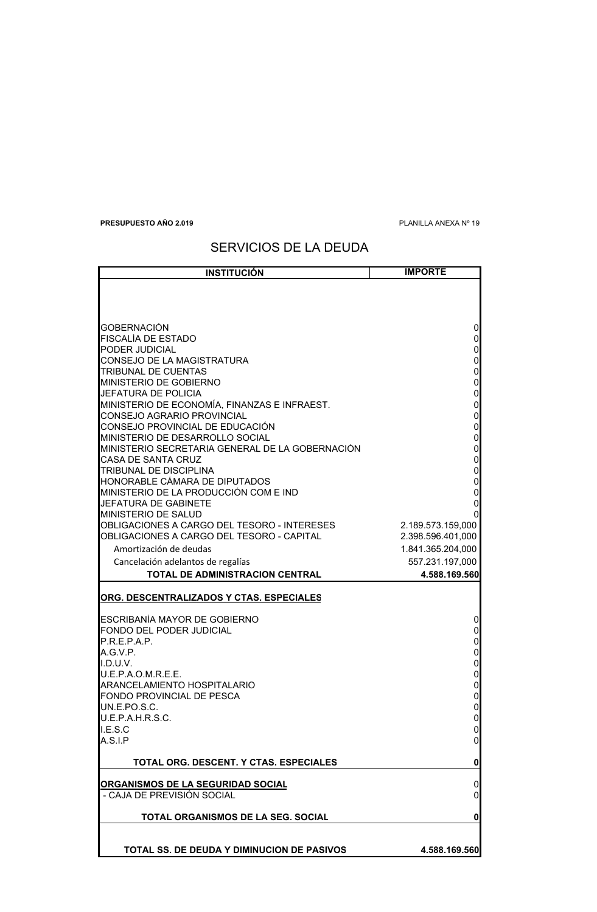**PRESUPUESTO AÑO 2.019** PLANILLA ANEXA Nº 19

# SERVICIOS DE LA DEUDA

| INSTITUCIÓN | IMPORTE |
|---|---|
| GOBERNACIÓN | 0 |
| FISCALÍA DE ESTADO | 0 |
| PODER JUDICIAL | 0 |
| CONSEJO DE LA MAGISTRATURA | 0 |
| TRIBUNAL DE CUENTAS | 0 |
| MINISTERIO DE GOBIERNO | 0 |
| JEFATURA DE POLICIA | 0 |
| MINISTERIO DE ECONOMÍA, FINANZAS E INFRAEST. | 0 |
| CONSEJO AGRARIO PROVINCIAL | 0 |
| CONSEJO PROVINCIAL DE EDUCACIÓN | 0 |
| MINISTERIO DE DESARROLLO SOCIAL | 0 |
| MINISTERIO SECRETARIA GENERAL DE LA GOBERNACIÓN | 0 |
| CASA DE SANTA CRUZ | 0 |
| TRIBUNAL DE DISCIPLINA | 0 |
| HONORABLE CÁMARA DE DIPUTADOS | 0 |
| MINISTERIO DE LA PRODUCCIÓN COM E IND | 0 |
| JEFATURA DE GABINETE | 0 |
| MINISTERIO DE SALUD | 0 |
| OBLIGACIONES A CARGO DEL TESORO - INTERESES | 2.189.573.159,000 |
| OBLIGACIONES A CARGO DEL TESORO - CAPITAL | 2.398.596.401,000 |
| Amortización de deudas | 1.841.365.204,000 |
| Cancelación adelantos de regalías | 557.231.197,000 |
| **TOTAL DE ADMINISTRACION CENTRAL** | **4.588.169.560** |
| **ORG. DESCENTRALIZADOS Y CTAS. ESPECIALES** | |
| ESCRIBANÍA MAYOR DE GOBIERNO | 0 |
| FONDO DEL PODER JUDICIAL | 0 |
| P.R.E.P.A.P. | 0 |
| A.G.V.P. | 0 |
| I.D.U.V. | 0 |
| U.E.P.A.O.M.R.E.E. | 0 |
| ARANCELAMIENTO HOSPITALARIO | 0 |
| FONDO PROVINCIAL DE PESCA | 0 |
| UN.E.PO.S.C. | 0 |
| U.E.P.A.H.R.S.C. | 0 |
| I.E.S.C | 0 |
| A.S.I.P | 0 |
| **TOTAL ORG. DESCENT. Y CTAS. ESPECIALES** | **0** |
| **ORGANISMOS DE LA SEGURIDAD SOCIAL** | 0 |
| - CAJA DE PREVISIÓN SOCIAL | 0 |
| **TOTAL ORGANISMOS DE LA SEG. SOCIAL** | **0** |
| **TOTAL SS. DE DEUDA Y DIMINUCION DE PASIVOS** | **4.588.169.560** |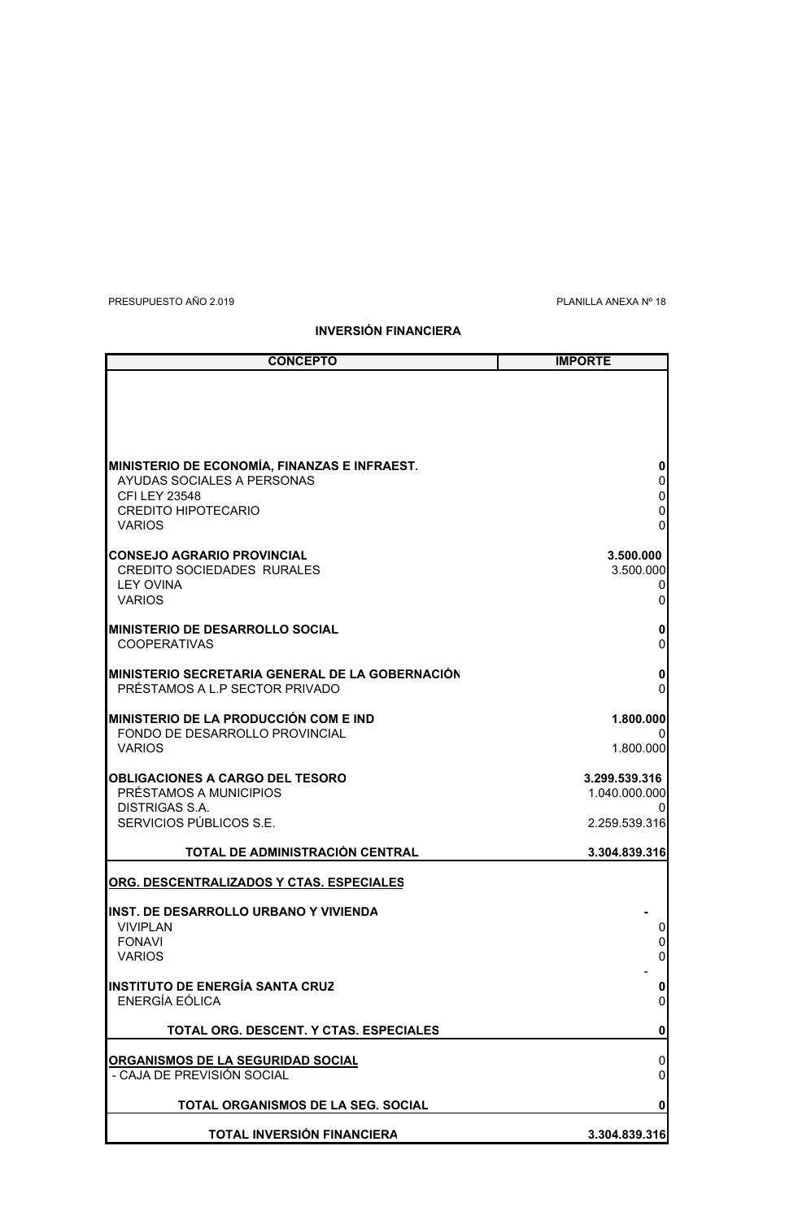PRESUPUESTO AÑO 2.019

PLANILLA ANEXA Nº 18

## INVERSIÓN FINANCIERA

| CONCEPTO | IMPORTE |
| --- | --- |
| **MINISTERIO DE ECONOMÍA, FINANZAS E INFRAEST.** | **0** |
| AYUDAS SOCIALES A PERSONAS | 0 |
| CFI LEY 23548 | 0 |
| CREDITO HIPOTECARIO | 0 |
| VARIOS | 0 |
| **CONSEJO AGRARIO PROVINCIAL** | **3.500.000** |
| CREDITO SOCIEDADES RURALES | 3.500.000 |
| LEY OVINA | 0 |
| VARIOS | 0 |
| **MINISTERIO DE DESARROLLO SOCIAL** | **0** |
| COOPERATIVAS | 0 |
| **MINISTERIO SECRETARIA GENERAL DE LA GOBERNACIÓN** | **0** |
| PRÉSTAMOS A L.P SECTOR PRIVADO | 0 |
| **MINISTERIO DE LA PRODUCCIÓN COM E IND** | **1.800.000** |
| FONDO DE DESARROLLO PROVINCIAL | 0 |
| VARIOS | 1.800.000 |
| **OBLIGACIONES A CARGO DEL TESORO** | **3.299.539.316** |
| PRÉSTAMOS A MUNICIPIOS | 1.040.000.000 |
| DISTRIGAS S.A. | 0 |
| SERVICIOS PÚBLICOS S.E. | 2.259.539.316 |
| **TOTAL DE ADMINISTRACIÓN CENTRAL** | **3.304.839.316** |
| **ORG. DESCENTRALIZADOS Y CTAS. ESPECIALES** | |
| **INST. DE DESARROLLO URBANO Y VIVIENDA** | **-** |
| VIVIPLAN | 0 |
| FONAVI | 0 |
| VARIOS | 0 |
| | - |
| **INSTITUTO DE ENERGÍA SANTA CRUZ** | **0** |
| ENERGÍA EÓLICA | 0 |
| **TOTAL ORG. DESCENT. Y CTAS. ESPECIALES** | **0** |
| **ORGANISMOS DE LA SEGURIDAD SOCIAL** | 0 |
| - CAJA DE PREVISIÓN SOCIAL | 0 |
| **TOTAL ORGANISMOS DE LA SEG. SOCIAL** | **0** |
| **TOTAL INVERSIÓN FINANCIERA** | **3.304.839.316** |